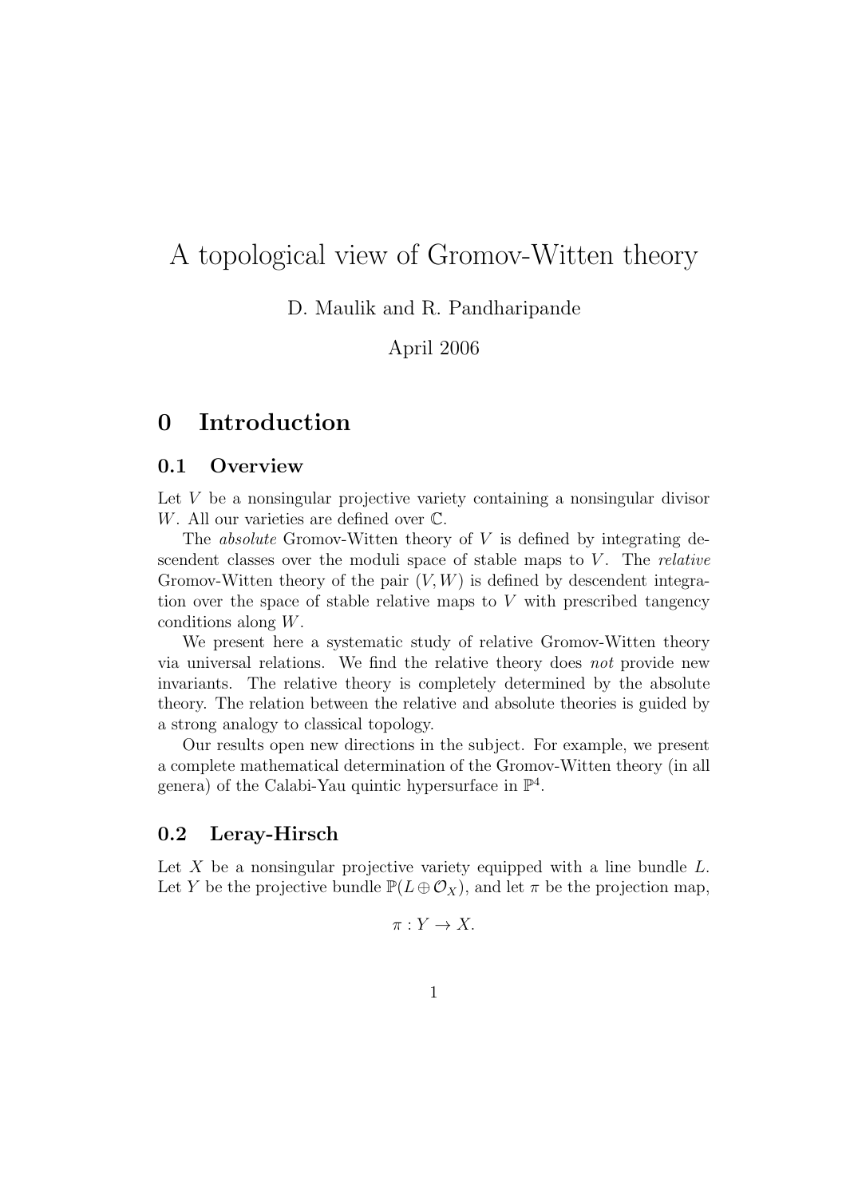# A topological view of Gromov-Witten theory

D. Maulik and R. Pandharipande

April 2006

## 0 Introduction

### 0.1 Overview

Let $V$ be a nonsingular projective variety containing a nonsingular divisor $W$. All our varieties are defined over $\mathbb{C}$.

The *absolute* Gromov-Witten theory of $V$ is defined by integrating descendent classes over the moduli space of stable maps to $V$. The *relative* Gromov-Witten theory of the pair $(V, W)$ is defined by descendent integration over the space of stable relative maps to $V$ with prescribed tangency conditions along $W$.

We present here a systematic study of relative Gromov-Witten theory via universal relations. We find the relative theory does *not* provide new invariants. The relative theory is completely determined by the absolute theory. The relation between the relative and absolute theories is guided by a strong analogy to classical topology.

Our results open new directions in the subject. For example, we present a complete mathematical determination of the Gromov-Witten theory (in all genera) of the Calabi-Yau quintic hypersurface in $\mathbb{P}^4$.

### 0.2 Leray-Hirsch

Let $X$ be a nonsingular projective variety equipped with a line bundle $L$. Let $Y$ be the projective bundle $\mathbb{P}(L \oplus \mathcal{O}_X)$, and let $\pi$ be the projection map,

$$\pi : Y \to X.$$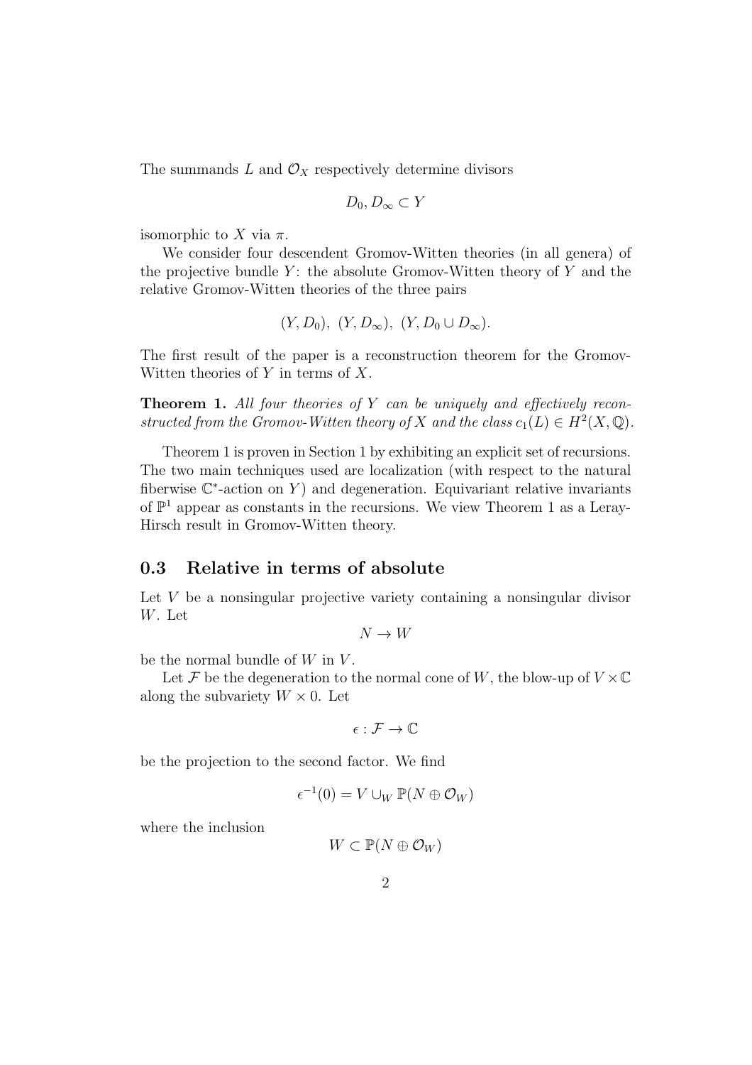The summands $L$ and $\mathcal{O}_X$ respectively determine divisors

$$D_0, D_\infty \subset Y$$

isomorphic to $X$ via $\pi$.

We consider four descendent Gromov-Witten theories (in all genera) of the projective bundle $Y$: the absolute Gromov-Witten theory of $Y$ and the relative Gromov-Witten theories of the three pairs

$$(Y, D_0),\ (Y, D_\infty),\ (Y, D_0 \cup D_\infty).$$

The first result of the paper is a reconstruction theorem for the Gromov-Witten theories of $Y$ in terms of $X$.

**Theorem 1.** *All four theories of $Y$ can be uniquely and effectively reconstructed from the Gromov-Witten theory of $X$ and the class $c_1(L) \in H^2(X, \mathbb{Q})$.*

Theorem 1 is proven in Section 1 by exhibiting an explicit set of recursions. The two main techniques used are localization (with respect to the natural fiberwise $\mathbb{C}^*$-action on $Y$) and degeneration. Equivariant relative invariants of $\mathbb{P}^1$ appear as constants in the recursions. We view Theorem 1 as a Leray-Hirsch result in Gromov-Witten theory.

## 0.3 Relative in terms of absolute

Let $V$ be a nonsingular projective variety containing a nonsingular divisor $W$. Let

$$N \to W$$

be the normal bundle of $W$ in $V$.

Let $\mathcal{F}$ be the degeneration to the normal cone of $W$, the blow-up of $V \times \mathbb{C}$ along the subvariety $W \times 0$. Let

$$\epsilon : \mathcal{F} \to \mathbb{C}$$

be the projection to the second factor. We find

$$\epsilon^{-1}(0) = V \cup_W \mathbb{P}(N \oplus \mathcal{O}_W)$$

where the inclusion

$$W \subset \mathbb{P}(N \oplus \mathcal{O}_W)$$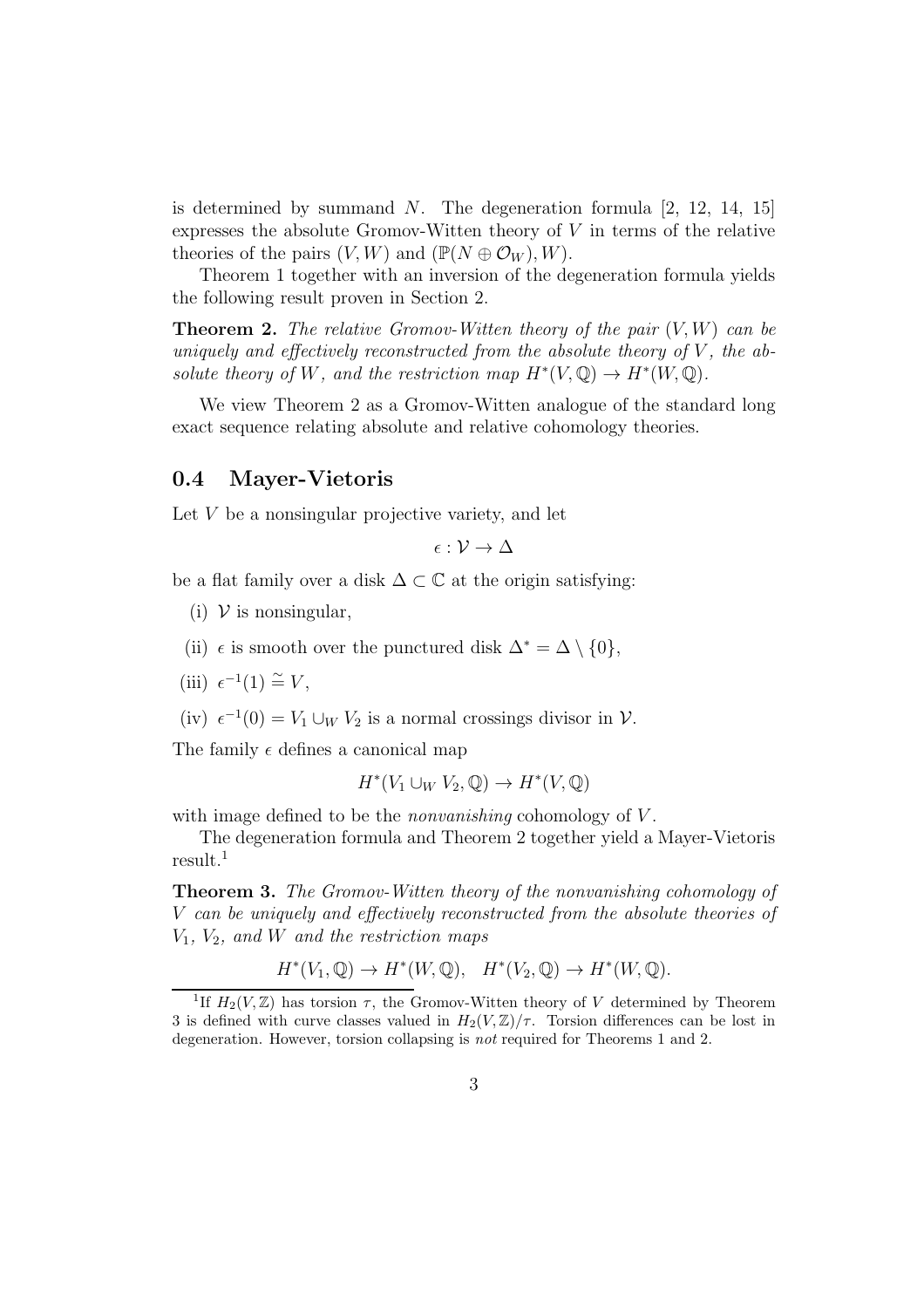is determined by summand $N$. The degeneration formula [2, 12, 14, 15] expresses the absolute Gromov-Witten theory of $V$ in terms of the relative theories of the pairs $(V, W)$ and $(\mathbb{P}(N \oplus \mathcal{O}_W), W)$.

Theorem 1 together with an inversion of the degeneration formula yields the following result proven in Section 2.

**Theorem 2.** *The relative Gromov-Witten theory of the pair $(V, W)$ can be uniquely and effectively reconstructed from the absolute theory of $V$, the absolute theory of $W$, and the restriction map $H^*(V, \mathbb{Q}) \to H^*(W, \mathbb{Q})$.*

We view Theorem 2 as a Gromov-Witten analogue of the standard long exact sequence relating absolute and relative cohomology theories.

## 0.4 Mayer-Vietoris

Let $V$ be a nonsingular projective variety, and let

$$\epsilon : \mathcal{V} \to \Delta$$

be a flat family over a disk $\Delta \subset \mathbb{C}$ at the origin satisfying:

(i) $\mathcal{V}$ is nonsingular,

(ii) $\epsilon$ is smooth over the punctured disk $\Delta^* = \Delta \setminus \{0\}$,

(iii) $\epsilon^{-1}(1) \stackrel{\sim}{=} V$,

(iv) $\epsilon^{-1}(0) = V_1 \cup_W V_2$ is a normal crossings divisor in $\mathcal{V}$.

The family $\epsilon$ defines a canonical map

$$H^*(V_1 \cup_W V_2, \mathbb{Q}) \to H^*(V, \mathbb{Q})$$

with image defined to be the *nonvanishing* cohomology of $V$.

The degeneration formula and Theorem 2 together yield a Mayer-Vietoris result.[1]

**Theorem 3.** *The Gromov-Witten theory of the nonvanishing cohomology of $V$ can be uniquely and effectively reconstructed from the absolute theories of $V_1$, $V_2$, and $W$ and the restriction maps*

$$H^*(V_1, \mathbb{Q}) \to H^*(W, \mathbb{Q}), \quad H^*(V_2, \mathbb{Q}) \to H^*(W, \mathbb{Q}).$$

[1] If $H_2(V, \mathbb{Z})$ has torsion $\tau$, the Gromov-Witten theory of $V$ determined by Theorem 3 is defined with curve classes valued in $H_2(V, \mathbb{Z})/\tau$. Torsion differences can be lost in degeneration. However, torsion collapsing is *not* required for Theorems 1 and 2.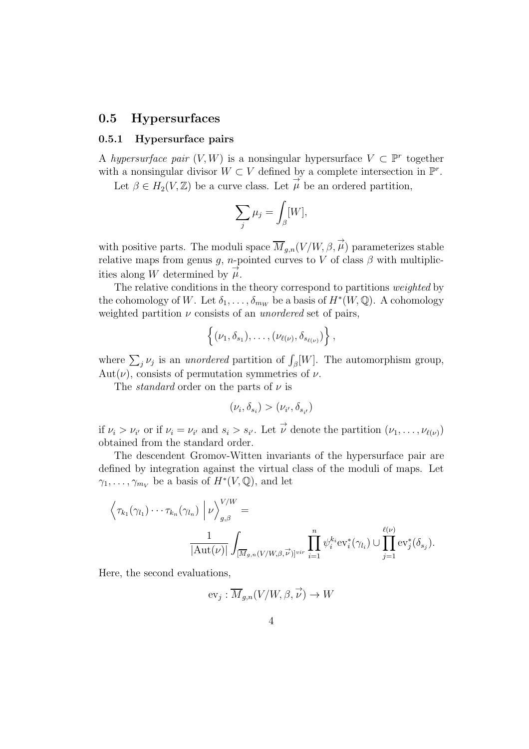## 0.5 Hypersurfaces

### 0.5.1 Hypersurface pairs

A *hypersurface pair* $(V, W)$ is a nonsingular hypersurface $V \subset \mathbb{P}^r$ together with a nonsingular divisor $W \subset V$ defined by a complete intersection in $\mathbb{P}^r$.

Let $\beta \in H_2(V, \mathbb{Z})$ be a curve class. Let $\overrightarrow{\mu}$ be an ordered partition,

$$\sum_j \mu_j = \int_\beta [W],$$

with positive parts. The moduli space $\overline{M}_{g,n}(V/W, \beta, \overrightarrow{\mu})$ parameterizes stable relative maps from genus $g$, $n$-pointed curves to $V$ of class $\beta$ with multiplicities along $W$ determined by $\overrightarrow{\mu}$.

The relative conditions in the theory correspond to partitions *weighted* by the cohomology of $W$. Let $\delta_1, \ldots, \delta_{m_W}$ be a basis of $H^*(W, \mathbb{Q})$. A cohomology weighted partition $\nu$ consists of an *unordered* set of pairs,

$$\left\{ (\nu_1, \delta_{s_1}), \ldots, (\nu_{\ell(\nu)}, \delta_{s_{\ell(\nu)}}) \right\},$$

where $\sum_j \nu_j$ is an *unordered* partition of $\int_\beta [W]$. The automorphism group, $\mathrm{Aut}(\nu)$, consists of permutation symmetries of $\nu$.

The *standard* order on the parts of $\nu$ is

$$(\nu_i, \delta_{s_i}) > (\nu_{i'}, \delta_{s_{i'}})$$

if $\nu_i > \nu_{i'}$ or if $\nu_i = \nu_{i'}$ and $s_i > s_{i'}$. Let $\overrightarrow{\nu}$ denote the partition $(\nu_1, \ldots, \nu_{\ell(\nu)})$ obtained from the standard order.

The descendent Gromov-Witten invariants of the hypersurface pair are defined by integration against the virtual class of the moduli of maps. Let $\gamma_1, \ldots, \gamma_{m_V}$ be a basis of $H^*(V, \mathbb{Q})$, and let

$$\Big\langle \tau_{k_1}(\gamma_{l_1}) \cdots \tau_{k_n}(\gamma_{l_n}) \ \Big|\ \nu \Big\rangle^{V/W}_{g,\beta} =$$
$$\frac{1}{|\mathrm{Aut}(\nu)|} \int_{[\overline{M}_{g,n}(V/W, \beta, \overrightarrow{\nu})]^{vir}} \prod_{i=1}^{n} \psi_i^{k_i} \mathrm{ev}_i^*(\gamma_{l_i}) \cup \prod_{j=1}^{\ell(\nu)} \mathrm{ev}_j^*(\delta_{s_j}).$$

Here, the second evaluations,

$$\mathrm{ev}_j : \overline{M}_{g,n}(V/W, \beta, \overrightarrow{\nu}) \to W$$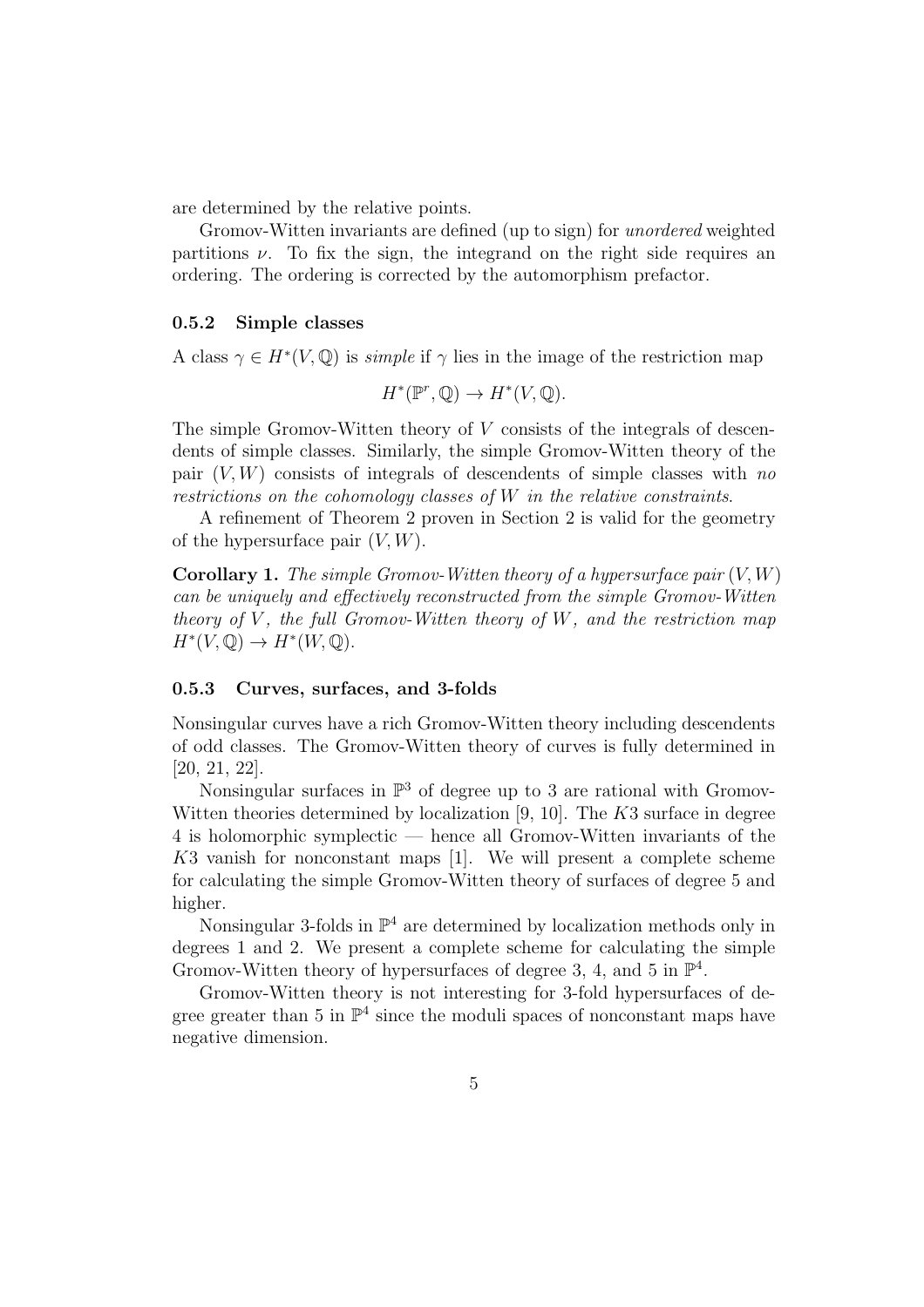are determined by the relative points.

Gromov-Witten invariants are defined (up to sign) for *unordered* weighted partitions $\nu$. To fix the sign, the integrand on the right side requires an ordering. The ordering is corrected by the automorphism prefactor.

### 0.5.2 Simple classes

A class $\gamma \in H^*(V, \mathbb{Q})$ is *simple* if $\gamma$ lies in the image of the restriction map

$$H^*(\mathbb{P}^r, \mathbb{Q}) \to H^*(V, \mathbb{Q}).$$

The simple Gromov-Witten theory of $V$ consists of the integrals of descendents of simple classes. Similarly, the simple Gromov-Witten theory of the pair $(V, W)$ consists of integrals of descendents of simple classes with *no restrictions on the cohomology classes of* $W$ *in the relative constraints*.

A refinement of Theorem 2 proven in Section 2 is valid for the geometry of the hypersurface pair $(V, W)$.

**Corollary 1.** *The simple Gromov-Witten theory of a hypersurface pair* $(V, W)$ *can be uniquely and effectively reconstructed from the simple Gromov-Witten theory of* $V$*, the full Gromov-Witten theory of* $W$*, and the restriction map* $H^*(V, \mathbb{Q}) \to H^*(W, \mathbb{Q})$.

### 0.5.3 Curves, surfaces, and 3-folds

Nonsingular curves have a rich Gromov-Witten theory including descendents of odd classes. The Gromov-Witten theory of curves is fully determined in [20, 21, 22].

Nonsingular surfaces in $\mathbb{P}^3$ of degree up to 3 are rational with Gromov-Witten theories determined by localization [9, 10]. The $K3$ surface in degree 4 is holomorphic symplectic — hence all Gromov-Witten invariants of the $K3$ vanish for nonconstant maps [1]. We will present a complete scheme for calculating the simple Gromov-Witten theory of surfaces of degree 5 and higher.

Nonsingular 3-folds in $\mathbb{P}^4$ are determined by localization methods only in degrees 1 and 2. We present a complete scheme for calculating the simple Gromov-Witten theory of hypersurfaces of degree 3, 4, and 5 in $\mathbb{P}^4$.

Gromov-Witten theory is not interesting for 3-fold hypersurfaces of degree greater than 5 in $\mathbb{P}^4$ since the moduli spaces of nonconstant maps have negative dimension.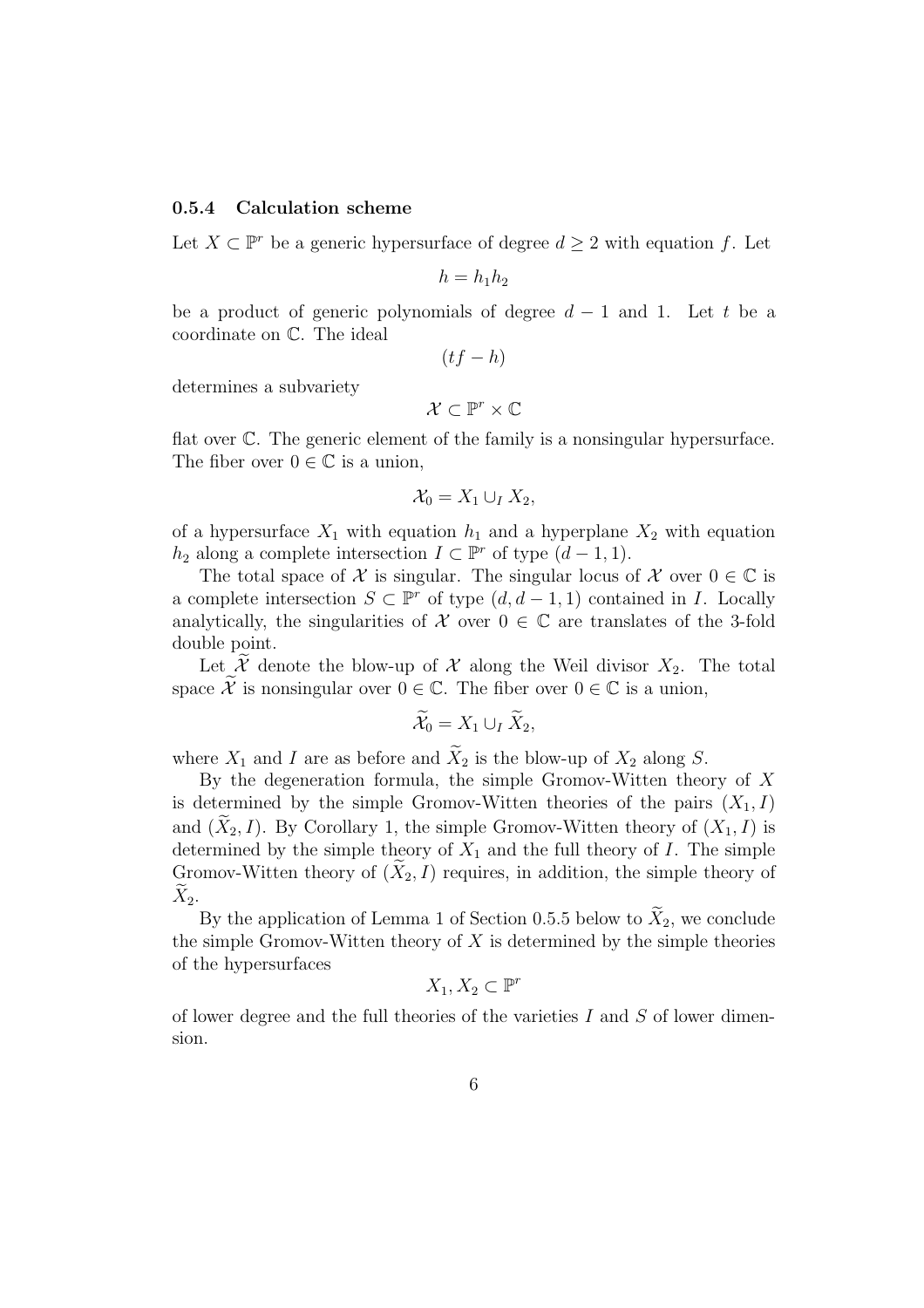### 0.5.4 Calculation scheme

Let $X \subset \mathbb{P}^r$ be a generic hypersurface of degree $d \geq 2$ with equation $f$. Let

$$h = h_1 h_2$$

be a product of generic polynomials of degree $d-1$ and 1. Let $t$ be a coordinate on $\mathbb{C}$. The ideal

$$(tf - h)$$

determines a subvariety

$$\mathcal{X} \subset \mathbb{P}^r \times \mathbb{C}$$

flat over $\mathbb{C}$. The generic element of the family is a nonsingular hypersurface. The fiber over $0 \in \mathbb{C}$ is a union,

$$\mathcal{X}_0 = X_1 \cup_I X_2,$$

of a hypersurface $X_1$ with equation $h_1$ and a hyperplane $X_2$ with equation $h_2$ along a complete intersection $I \subset \mathbb{P}^r$ of type $(d-1, 1)$.

The total space of $\mathcal{X}$ is singular. The singular locus of $\mathcal{X}$ over $0 \in \mathbb{C}$ is a complete intersection $S \subset \mathbb{P}^r$ of type $(d, d-1, 1)$ contained in $I$. Locally analytically, the singularities of $\mathcal{X}$ over $0 \in \mathbb{C}$ are translates of the 3-fold double point.

Let $\widetilde{\mathcal{X}}$ denote the blow-up of $\mathcal{X}$ along the Weil divisor $X_2$. The total space $\widetilde{\mathcal{X}}$ is nonsingular over $0 \in \mathbb{C}$. The fiber over $0 \in \mathbb{C}$ is a union,

$$\widetilde{\mathcal{X}}_0 = X_1 \cup_I \widetilde{X}_2,$$

where $X_1$ and $I$ are as before and $\widetilde{X}_2$ is the blow-up of $X_2$ along $S$.

By the degeneration formula, the simple Gromov-Witten theory of $X$ is determined by the simple Gromov-Witten theories of the pairs $(X_1, I)$ and $(\widetilde{X}_2, I)$. By Corollary 1, the simple Gromov-Witten theory of $(X_1, I)$ is determined by the simple theory of $X_1$ and the full theory of $I$. The simple Gromov-Witten theory of $(\widetilde{X}_2, I)$ requires, in addition, the simple theory of $\widetilde{X}_2$.

By the application of Lemma 1 of Section 0.5.5 below to $\widetilde{X}_2$, we conclude the simple Gromov-Witten theory of $X$ is determined by the simple theories of the hypersurfaces

$$X_1, X_2 \subset \mathbb{P}^r$$

of lower degree and the full theories of the varieties $I$ and $S$ of lower dimension.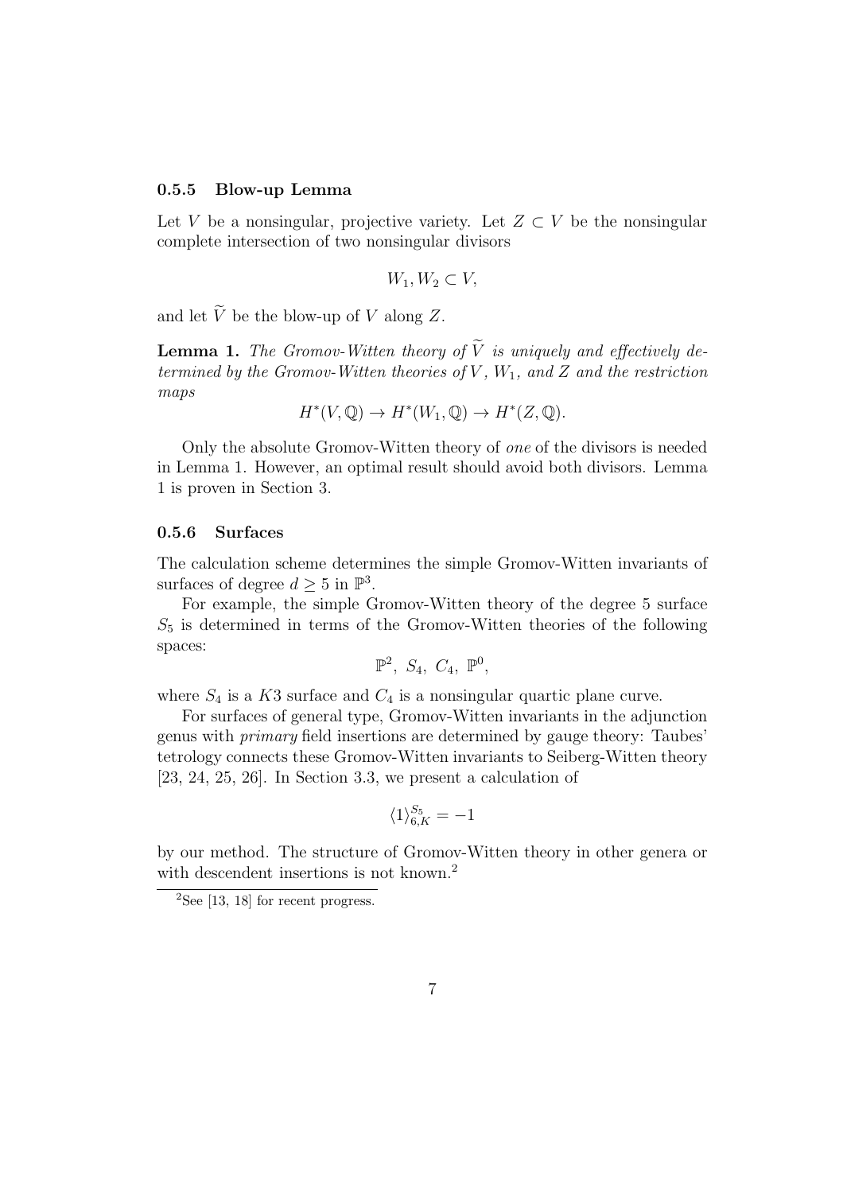### 0.5.5 Blow-up Lemma

Let $V$ be a nonsingular, projective variety. Let $Z \subset V$ be the nonsingular complete intersection of two nonsingular divisors

$$W_1, W_2 \subset V,$$

and let $\widetilde{V}$ be the blow-up of $V$ along $Z$.

**Lemma 1.** *The Gromov-Witten theory of $\widetilde{V}$ is uniquely and effectively determined by the Gromov-Witten theories of $V$, $W_1$, and $Z$ and the restriction maps*

$$H^*(V, \mathbb{Q}) \to H^*(W_1, \mathbb{Q}) \to H^*(Z, \mathbb{Q}).$$

Only the absolute Gromov-Witten theory of *one* of the divisors is needed in Lemma 1. However, an optimal result should avoid both divisors. Lemma 1 is proven in Section 3.

### 0.5.6 Surfaces

The calculation scheme determines the simple Gromov-Witten invariants of surfaces of degree $d \geq 5$ in $\mathbb{P}^3$.

For example, the simple Gromov-Witten theory of the degree 5 surface $S_5$ is determined in terms of the Gromov-Witten theories of the following spaces:

$$\mathbb{P}^2,\ S_4,\ C_4,\ \mathbb{P}^0,$$

where $S_4$ is a $K3$ surface and $C_4$ is a nonsingular quartic plane curve.

For surfaces of general type, Gromov-Witten invariants in the adjunction genus with *primary* field insertions are determined by gauge theory: Taubes' tetrology connects these Gromov-Witten invariants to Seiberg-Witten theory [23, 24, 25, 26]. In Section 3.3, we present a calculation of

$$\langle 1 \rangle^{S_5}_{6,K} = -1$$

by our method. The structure of Gromov-Witten theory in other genera or with descendent insertions is not known.[2]

[2] See [13, 18] for recent progress.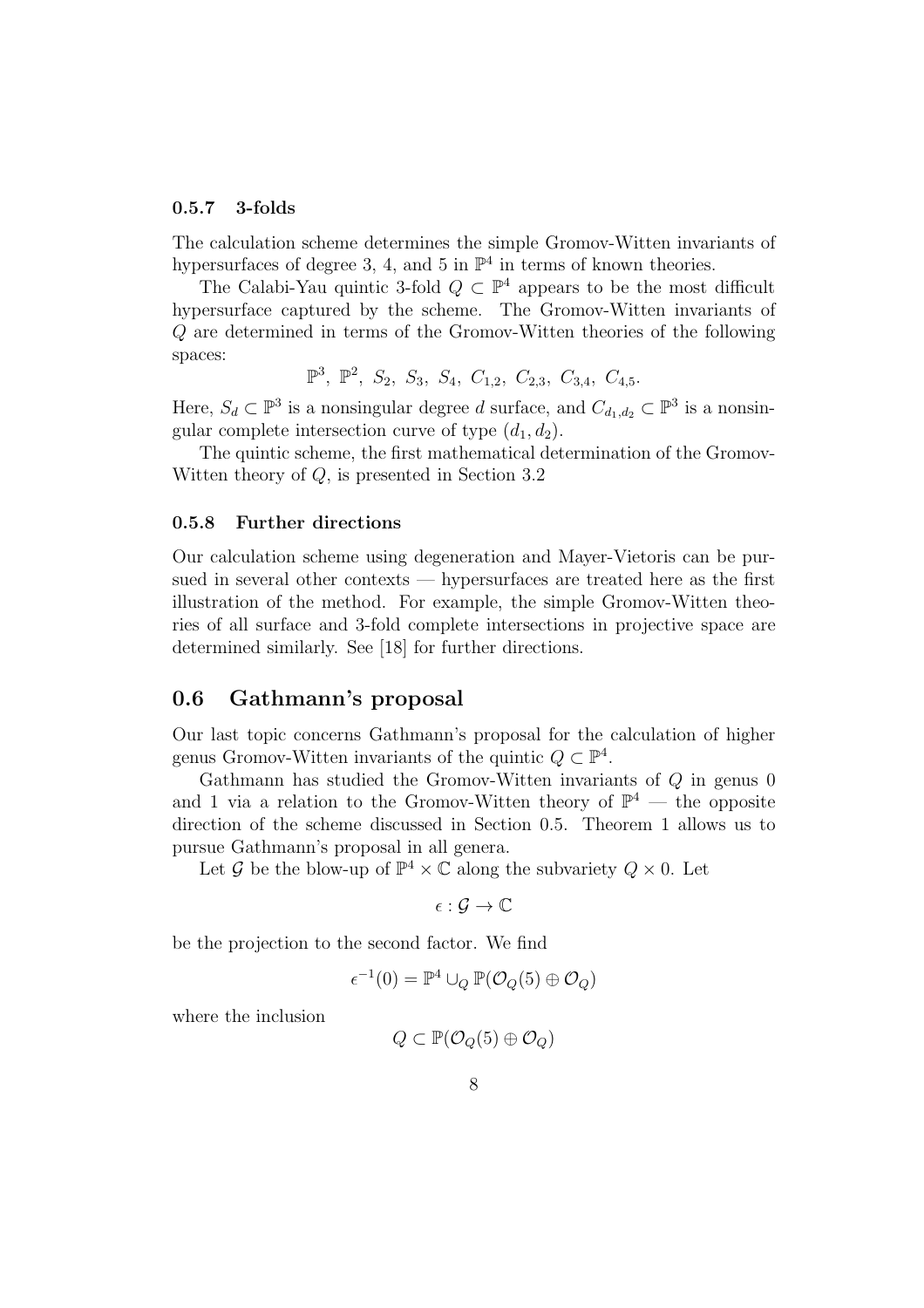#### 0.5.7 3-folds

The calculation scheme determines the simple Gromov-Witten invariants of hypersurfaces of degree 3, 4, and 5 in $\mathbb{P}^4$ in terms of known theories.

The Calabi-Yau quintic 3-fold $Q \subset \mathbb{P}^4$ appears to be the most difficult hypersurface captured by the scheme. The Gromov-Witten invariants of $Q$ are determined in terms of the Gromov-Witten theories of the following spaces:

$$\mathbb{P}^3,\ \mathbb{P}^2,\ S_2,\ S_3,\ S_4,\ C_{1,2},\ C_{2,3},\ C_{3,4},\ C_{4,5}.$$

Here, $S_d \subset \mathbb{P}^3$ is a nonsingular degree $d$ surface, and $C_{d_1,d_2} \subset \mathbb{P}^3$ is a nonsingular complete intersection curve of type $(d_1, d_2)$.

The quintic scheme, the first mathematical determination of the Gromov-Witten theory of $Q$, is presented in Section 3.2

#### 0.5.8 Further directions

Our calculation scheme using degeneration and Mayer-Vietoris can be pursued in several other contexts — hypersurfaces are treated here as the first illustration of the method. For example, the simple Gromov-Witten theories of all surface and 3-fold complete intersections in projective space are determined similarly. See [18] for further directions.

### 0.6 Gathmann's proposal

Our last topic concerns Gathmann's proposal for the calculation of higher genus Gromov-Witten invariants of the quintic $Q \subset \mathbb{P}^4$.

Gathmann has studied the Gromov-Witten invariants of $Q$ in genus 0 and 1 via a relation to the Gromov-Witten theory of $\mathbb{P}^4$ — the opposite direction of the scheme discussed in Section 0.5. Theorem 1 allows us to pursue Gathmann's proposal in all genera.

Let $\mathcal{G}$ be the blow-up of $\mathbb{P}^4 \times \mathbb{C}$ along the subvariety $Q \times 0$. Let

$$\epsilon : \mathcal{G} \to \mathbb{C}$$

be the projection to the second factor. We find

$$\epsilon^{-1}(0) = \mathbb{P}^4 \cup_Q \mathbb{P}(\mathcal{O}_Q(5) \oplus \mathcal{O}_Q)$$

where the inclusion

$$Q \subset \mathbb{P}(\mathcal{O}_Q(5) \oplus \mathcal{O}_Q)$$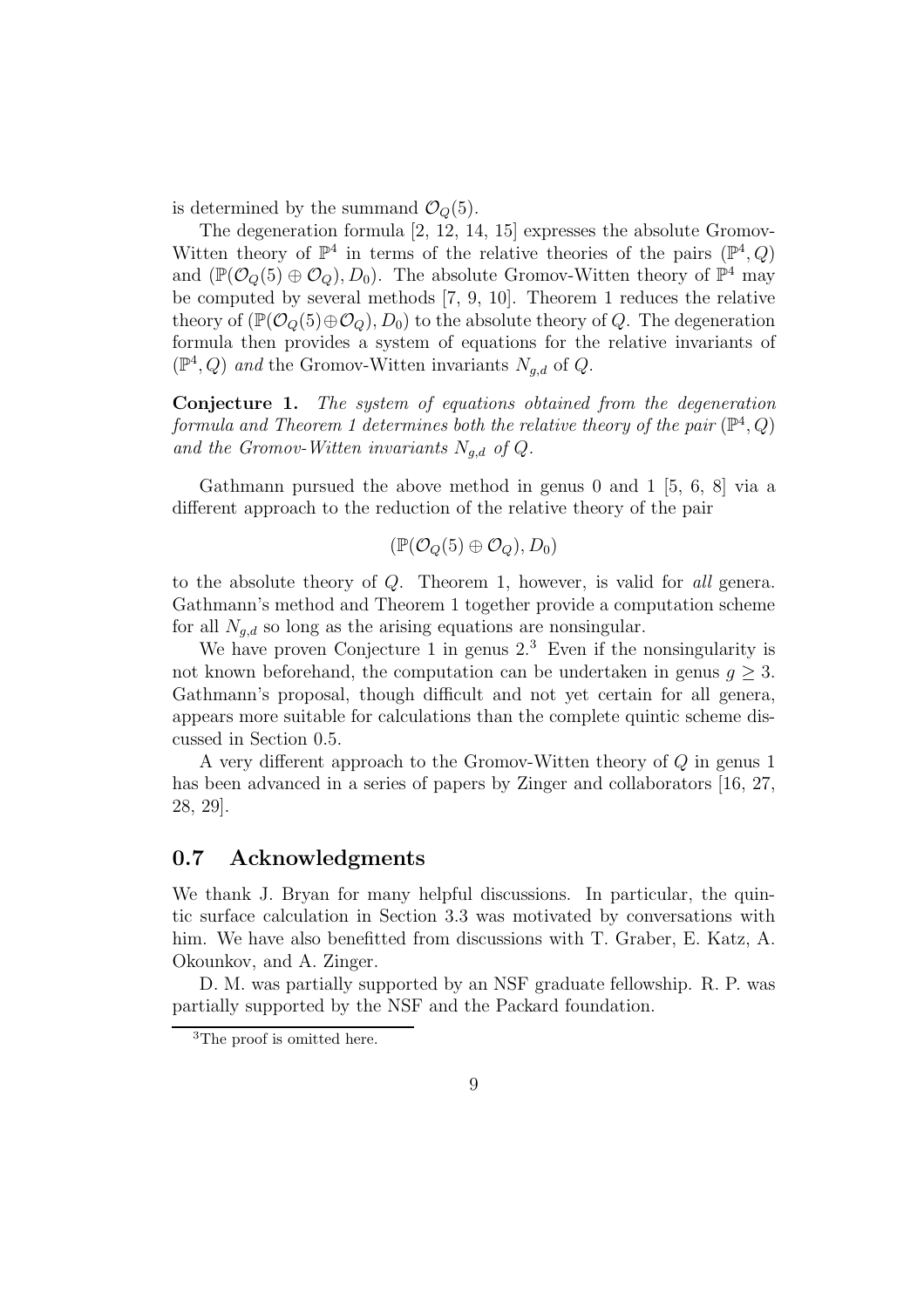is determined by the summand $\mathcal{O}_Q(5)$.

The degeneration formula [2, 12, 14, 15] expresses the absolute Gromov-Witten theory of $\mathbb{P}^4$ in terms of the relative theories of the pairs $(\mathbb{P}^4, Q)$ and $(\mathbb{P}(\mathcal{O}_Q(5) \oplus \mathcal{O}_Q), D_0)$. The absolute Gromov-Witten theory of $\mathbb{P}^4$ may be computed by several methods [7, 9, 10]. Theorem 1 reduces the relative theory of $(\mathbb{P}(\mathcal{O}_Q(5) \oplus \mathcal{O}_Q), D_0)$ to the absolute theory of $Q$. The degeneration formula then provides a system of equations for the relative invariants of $(\mathbb{P}^4, Q)$ *and* the Gromov-Witten invariants $N_{g,d}$ of $Q$.

**Conjecture 1.** *The system of equations obtained from the degeneration formula and Theorem 1 determines both the relative theory of the pair $(\mathbb{P}^4, Q)$ and the Gromov-Witten invariants $N_{g,d}$ of $Q$.*

Gathmann pursued the above method in genus 0 and 1 [5, 6, 8] via a different approach to the reduction of the relative theory of the pair

$$(\mathbb{P}(\mathcal{O}_Q(5) \oplus \mathcal{O}_Q), D_0)$$

to the absolute theory of $Q$. Theorem 1, however, is valid for *all* genera. Gathmann's method and Theorem 1 together provide a computation scheme for all $N_{g,d}$ so long as the arising equations are nonsingular.

We have proven Conjecture 1 in genus 2.[3] Even if the nonsingularity is not known beforehand, the computation can be undertaken in genus $g \geq 3$. Gathmann's proposal, though difficult and not yet certain for all genera, appears more suitable for calculations than the complete quintic scheme discussed in Section 0.5.

A very different approach to the Gromov-Witten theory of $Q$ in genus 1 has been advanced in a series of papers by Zinger and collaborators [16, 27, 28, 29].

## 0.7 Acknowledgments

We thank J. Bryan for many helpful discussions. In particular, the quintic surface calculation in Section 3.3 was motivated by conversations with him. We have also benefitted from discussions with T. Graber, E. Katz, A. Okounkov, and A. Zinger.

D. M. was partially supported by an NSF graduate fellowship. R. P. was partially supported by the NSF and the Packard foundation.

[3] The proof is omitted here.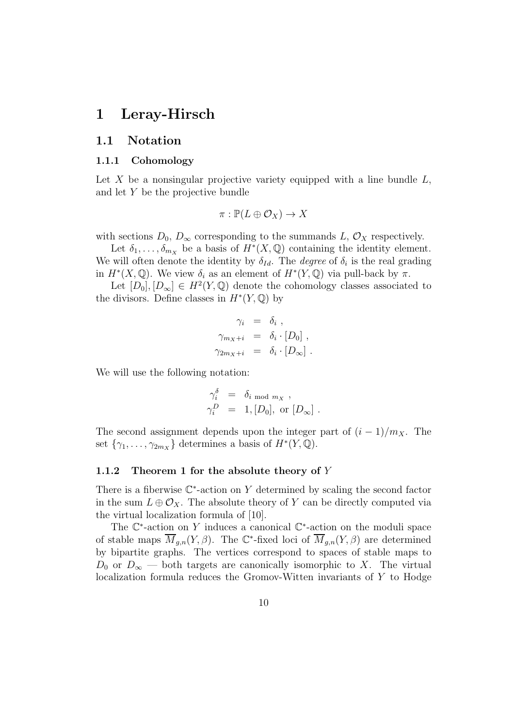# 1 Leray-Hirsch

## 1.1 Notation

### 1.1.1 Cohomology

Let $X$ be a nonsingular projective variety equipped with a line bundle $L$, and let $Y$ be the projective bundle

$$\pi : \mathbb{P}(L \oplus \mathcal{O}_X) \to X$$

with sections $D_0$, $D_\infty$ corresponding to the summands $L$, $\mathcal{O}_X$ respectively.

Let $\delta_1, \ldots, \delta_{m_X}$ be a basis of $H^*(X, \mathbb{Q})$ containing the identity element. We will often denote the identity by $\delta_{Id}$. The *degree* of $\delta_i$ is the real grading in $H^*(X, \mathbb{Q})$. We view $\delta_i$ as an element of $H^*(Y, \mathbb{Q})$ via pull-back by $\pi$.

Let $[D_0], [D_\infty] \in H^2(Y, \mathbb{Q})$ denote the cohomology classes associated to the divisors. Define classes in $H^*(Y, \mathbb{Q})$ by

$$\begin{aligned}
\gamma_i &= \delta_i \ , \\
\gamma_{m_X+i} &= \delta_i \cdot [D_0] \ , \\
\gamma_{2m_X+i} &= \delta_i \cdot [D_\infty] \ .
\end{aligned}$$

We will use the following notation:

$$\begin{aligned}
\gamma_i^\delta &= \delta_{i \bmod m_X} \ , \\
\gamma_i^D &= 1, [D_0], \text{ or } [D_\infty] \ .
\end{aligned}$$

The second assignment depends upon the integer part of $(i-1)/m_X$. The set $\{\gamma_1, \ldots, \gamma_{2m_X}\}$ determines a basis of $H^*(Y, \mathbb{Q})$.

### 1.1.2 Theorem 1 for the absolute theory of $Y$

There is a fiberwise $\mathbb{C}^*$-action on $Y$ determined by scaling the second factor in the sum $L \oplus \mathcal{O}_X$. The absolute theory of $Y$ can be directly computed via the virtual localization formula of [10].

The $\mathbb{C}^*$-action on $Y$ induces a canonical $\mathbb{C}^*$-action on the moduli space of stable maps $\overline{M}_{g,n}(Y, \beta)$. The $\mathbb{C}^*$-fixed loci of $\overline{M}_{g,n}(Y, \beta)$ are determined by bipartite graphs. The vertices correspond to spaces of stable maps to $D_0$ or $D_\infty$ — both targets are canonically isomorphic to $X$. The virtual localization formula reduces the Gromov-Witten invariants of $Y$ to Hodge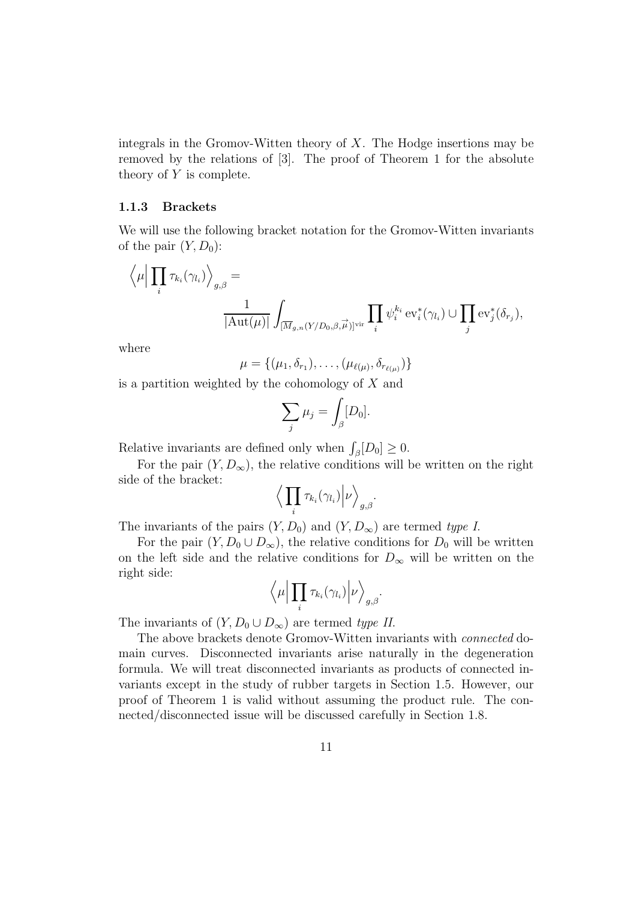integrals in the Gromov-Witten theory of $X$. The Hodge insertions may be removed by the relations of [3]. The proof of Theorem 1 for the absolute theory of $Y$ is complete.

### 1.1.3 Brackets

We will use the following bracket notation for the Gromov-Witten invariants of the pair $(Y, D_0)$:

$$\Big\langle \mu \Big| \prod_i \tau_{k_i}(\gamma_{l_i}) \Big\rangle_{g,\beta} = \frac{1}{|\mathrm{Aut}(\mu)|} \int_{[\overline{M}_{g,n}(Y/D_0,\beta,\vec{\mu})]^{\mathrm{vir}}} \prod_i \psi_i^{k_i} \, \mathrm{ev}_i^*(\gamma_{l_i}) \cup \prod_j \mathrm{ev}_j^*(\delta_{r_j}),$$

where

$$\mu = \{(\mu_1, \delta_{r_1}), \ldots, (\mu_{\ell(\mu)}, \delta_{r_{\ell(\mu)}})\}$$

is a partition weighted by the cohomology of $X$ and

$$\sum_j \mu_j = \int_\beta [D_0].$$

Relative invariants are defined only when $\int_\beta [D_0] \geq 0$.

For the pair $(Y, D_\infty)$, the relative conditions will be written on the right side of the bracket:

$$\Big\langle \prod_i \tau_{k_i}(\gamma_{l_i}) \Big| \nu \Big\rangle_{g,\beta}.$$

The invariants of the pairs $(Y, D_0)$ and $(Y, D_\infty)$ are termed *type I*.

For the pair $(Y, D_0 \cup D_\infty)$, the relative conditions for $D_0$ will be written on the left side and the relative conditions for $D_\infty$ will be written on the right side:

$$\Big\langle \mu \Big| \prod_i \tau_{k_i}(\gamma_{l_i}) \Big| \nu \Big\rangle_{g,\beta}.$$

The invariants of $(Y, D_0 \cup D_\infty)$ are termed *type II*.

The above brackets denote Gromov-Witten invariants with *connected* domain curves. Disconnected invariants arise naturally in the degeneration formula. We will treat disconnected invariants as products of connected invariants except in the study of rubber targets in Section 1.5. However, our proof of Theorem 1 is valid without assuming the product rule. The connected/disconnected issue will be discussed carefully in Section 1.8.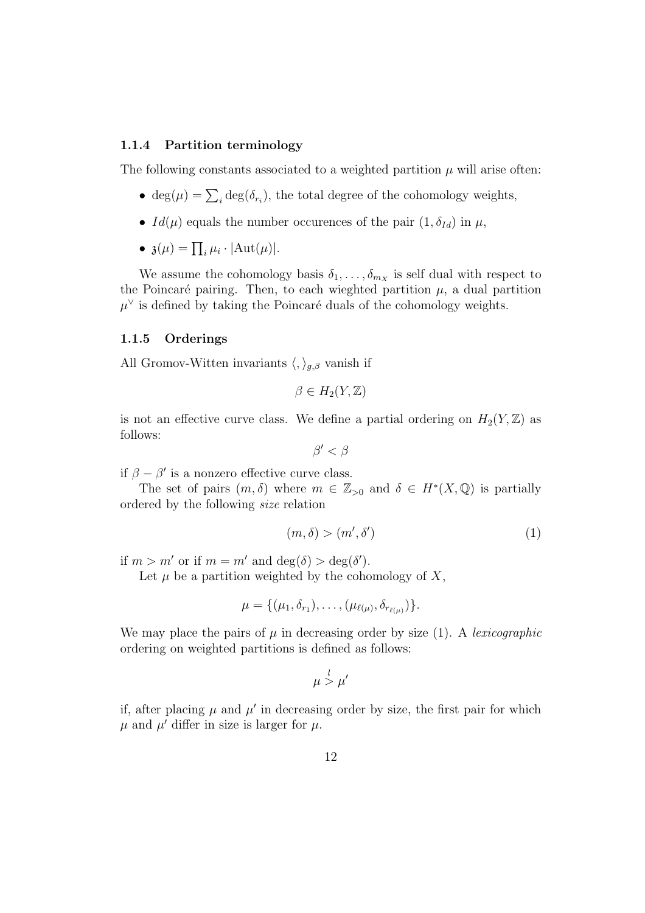### 1.1.4 Partition terminology

The following constants associated to a weighted partition $\mu$ will arise often:

- $\deg(\mu) = \sum_i \deg(\delta_{r_i})$, the total degree of the cohomology weights,
- $Id(\mu)$ equals the number occurences of the pair $(1, \delta_{Id})$ in $\mu$,
- $\mathfrak{z}(\mu) = \prod_i \mu_i \cdot |\mathrm{Aut}(\mu)|$.

We assume the cohomology basis $\delta_1, \ldots, \delta_{m_X}$ is self dual with respect to the Poincaré pairing. Then, to each wieghted partition $\mu$, a dual partition $\mu^\vee$ is defined by taking the Poincaré duals of the cohomology weights.

### 1.1.5 Orderings

All Gromov-Witten invariants $\langle , \rangle_{g,\beta}$ vanish if

$$\beta \in H_2(Y, \mathbb{Z})$$

is not an effective curve class. We define a partial ordering on $H_2(Y, \mathbb{Z})$ as follows:

$$\beta' < \beta$$

if $\beta - \beta'$ is a nonzero effective curve class.

The set of pairs $(m, \delta)$ where $m \in \mathbb{Z}_{>0}$ and $\delta \in H^*(X, \mathbb{Q})$ is partially ordered by the following *size* relation

$$(m, \delta) > (m', \delta') \tag{1}$$

if $m > m'$ or if $m = m'$ and $\deg(\delta) > \deg(\delta')$.

Let $\mu$ be a partition weighted by the cohomology of $X$,

$$\mu = \{(\mu_1, \delta_{r_1}), \ldots, (\mu_{\ell(\mu)}, \delta_{r_{\ell(\mu)}})\}.$$

We may place the pairs of $\mu$ in decreasing order by size (1). A *lexicographic* ordering on weighted partitions is defined as follows:

$$\mu \overset{l}{>} \mu'$$

if, after placing $\mu$ and $\mu'$ in decreasing order by size, the first pair for which $\mu$ and $\mu'$ differ in size is larger for $\mu$.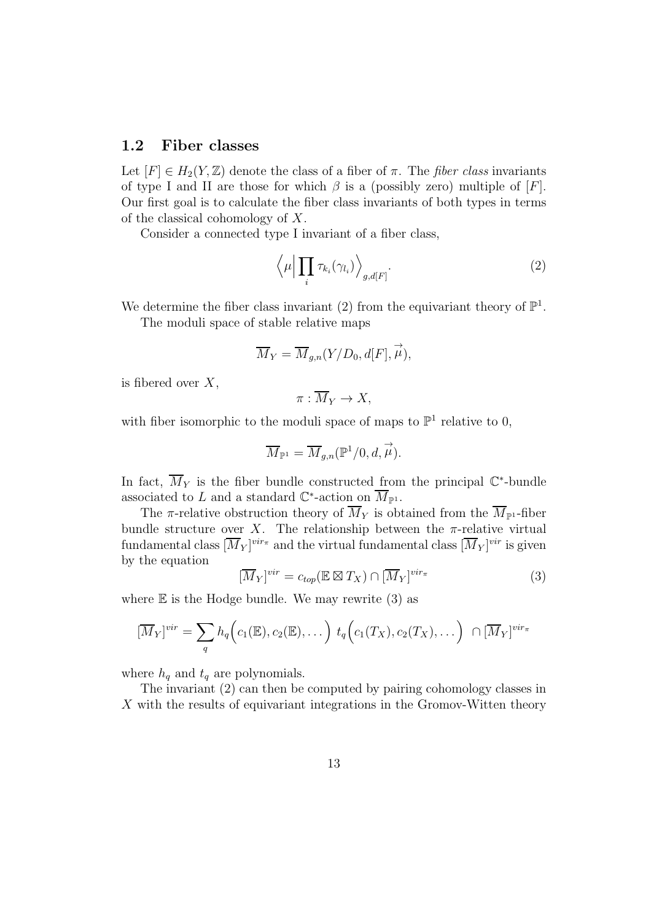### 1.2 Fiber classes

Let $[F] \in H_2(Y, \mathbb{Z})$ denote the class of a fiber of $\pi$. The *fiber class* invariants of type I and II are those for which $\beta$ is a (possibly zero) multiple of $[F]$. Our first goal is to calculate the fiber class invariants of both types in terms of the classical cohomology of $X$.

Consider a connected type I invariant of a fiber class,

$$\Big\langle \mu \Big| \prod_i \tau_{k_i}(\gamma_{l_i}) \Big\rangle_{g,d[F]}. \tag{2}$$

We determine the fiber class invariant (2) from the equivariant theory of $\mathbb{P}^1$.

The moduli space of stable relative maps

$$\overline{M}_Y = \overline{M}_{g,n}(Y/D_0, d[F], \vec{\mu}),$$

is fibered over $X$,

$$\pi : \overline{M}_Y \to X,$$

with fiber isomorphic to the moduli space of maps to $\mathbb{P}^1$ relative to 0,

$$\overline{M}_{\mathbb{P}^1} = \overline{M}_{g,n}(\mathbb{P}^1/0, d, \vec{\mu}).$$

In fact, $\overline{M}_Y$ is the fiber bundle constructed from the principal $\mathbb{C}^*$-bundle associated to $L$ and a standard $\mathbb{C}^*$-action on $\overline{M}_{\mathbb{P}^1}$.

The $\pi$-relative obstruction theory of $\overline{M}_Y$ is obtained from the $\overline{M}_{\mathbb{P}^1}$-fiber bundle structure over $X$. The relationship between the $\pi$-relative virtual fundamental class $[\overline{M}_Y]^{vir_\pi}$ and the virtual fundamental class $[\overline{M}_Y]^{vir}$ is given by the equation

$$[\overline{M}_Y]^{vir} = c_{top}(\mathbb{E} \boxtimes T_X) \cap [\overline{M}_Y]^{vir_\pi} \tag{3}$$

where $\mathbb{E}$ is the Hodge bundle. We may rewrite (3) as

$$[\overline{M}_Y]^{vir} = \sum_q h_q\Big(c_1(\mathbb{E}), c_2(\mathbb{E}), \dots\Big)\ t_q\Big(c_1(T_X), c_2(T_X), \dots\Big)\ \cap [\overline{M}_Y]^{vir_\pi}$$

where $h_q$ and $t_q$ are polynomials.

The invariant (2) can then be computed by pairing cohomology classes in $X$ with the results of equivariant integrations in the Gromov-Witten theory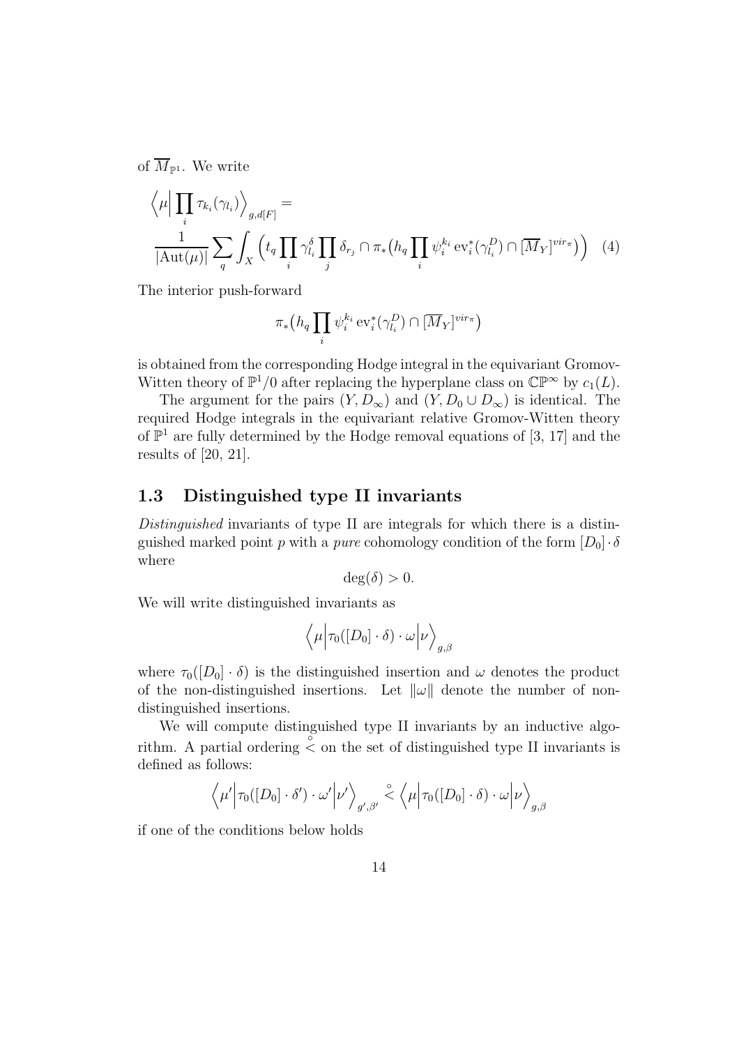of $\overline{M}_{\mathbb{P}^1}$. We write

$$\Big\langle \mu \Big| \prod_i \tau_{k_i}(\gamma_{l_i}) \Big\rangle_{g,d[F]} = \\ \frac{1}{|\mathrm{Aut}(\mu)|} \sum_q \int_X \Big( t_q \prod_i \gamma^{\delta}_{l_i} \prod_j \delta_{r_j} \cap \pi_* \big( h_q \prod_i \psi_i^{k_i} \, \mathrm{ev}_i^*(\gamma^D_{l_i}) \cap [\overline{M}_Y]^{vir_\pi} \big) \Big) \quad (4)$$

The interior push-forward

$$\pi_* \big( h_q \prod_i \psi_i^{k_i} \, \mathrm{ev}_i^*(\gamma^D_{l_i}) \cap [\overline{M}_Y]^{vir_\pi} \big)$$

is obtained from the corresponding Hodge integral in the equivariant Gromov-Witten theory of $\mathbb{P}^1/0$ after replacing the hyperplane class on $\mathbb{CP}^\infty$ by $c_1(L)$.

The argument for the pairs $(Y, D_\infty)$ and $(Y, D_0 \cup D_\infty)$ is identical. The required Hodge integrals in the equivariant relative Gromov-Witten theory of $\mathbb{P}^1$ are fully determined by the Hodge removal equations of [3, 17] and the results of [20, 21].

### 1.3 Distinguished type II invariants

*Distinguished* invariants of type II are integrals for which there is a distinguished marked point $p$ with a *pure* cohomology condition of the form $[D_0] \cdot \delta$ where

$$\deg(\delta) > 0.$$

We will write distinguished invariants as

$$\Big\langle \mu \Big| \tau_0([D_0] \cdot \delta) \cdot \omega \Big| \nu \Big\rangle_{g,\beta}$$

where $\tau_0([D_0] \cdot \delta)$ is the distinguished insertion and $\omega$ denotes the product of the non-distinguished insertions. Let $\|\omega\|$ denote the number of non-distinguished insertions.

We will compute distinguished type II invariants by an inductive algorithm. A partial ordering $\overset{\circ}{<}$ on the set of distinguished type II invariants is defined as follows:

$$\Big\langle \mu' \Big| \tau_0([D_0] \cdot \delta') \cdot \omega' \Big| \nu' \Big\rangle_{g',\beta'} \overset{\circ}{<} \Big\langle \mu \Big| \tau_0([D_0] \cdot \delta) \cdot \omega \Big| \nu \Big\rangle_{g,\beta}$$

if one of the conditions below holds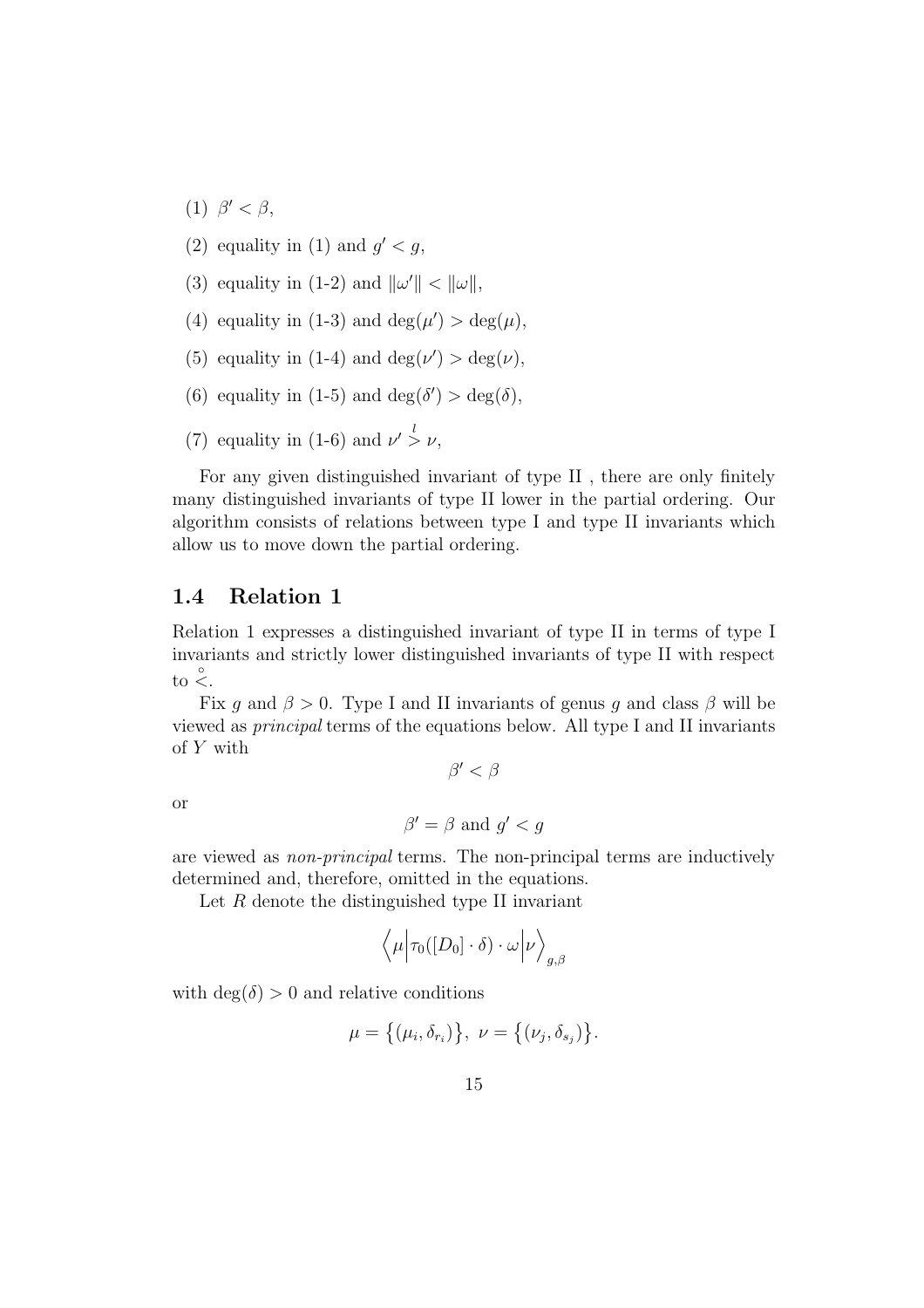(1) $\beta' < \beta$,

(2) equality in (1) and $g' < g$,

(3) equality in (1-2) and $\|\omega'\| < \|\omega\|$,

(4) equality in (1-3) and $\deg(\mu') > \deg(\mu)$,

(5) equality in (1-4) and $\deg(\nu') > \deg(\nu)$,

(6) equality in (1-5) and $\deg(\delta') > \deg(\delta)$,

(7) equality in (1-6) and $\nu' \stackrel{l}{>} \nu$,

For any given distinguished invariant of type II , there are only finitely many distinguished invariants of type II lower in the partial ordering. Our algorithm consists of relations between type I and type II invariants which allow us to move down the partial ordering.

## 1.4 Relation 1

Relation 1 expresses a distinguished invariant of type II in terms of type I invariants and strictly lower distinguished invariants of type II with respect to $\stackrel{\circ}{<}$.

Fix $g$ and $\beta > 0$. Type I and II invariants of genus $g$ and class $\beta$ will be viewed as *principal* terms of the equations below. All type I and II invariants of $Y$ with

$$\beta' < \beta$$

or

$$\beta' = \beta \text{ and } g' < g$$

are viewed as *non-principal* terms. The non-principal terms are inductively determined and, therefore, omitted in the equations.

Let $R$ denote the distinguished type II invariant

$$\Big\langle \mu \Big| \tau_0([D_0] \cdot \delta) \cdot \omega \Big| \nu \Big\rangle_{g,\beta}$$

with $\deg(\delta) > 0$ and relative conditions

$$\mu = \big\{(\mu_i, \delta_{r_i})\big\}, \ \nu = \big\{(\nu_j, \delta_{s_j})\big\}.$$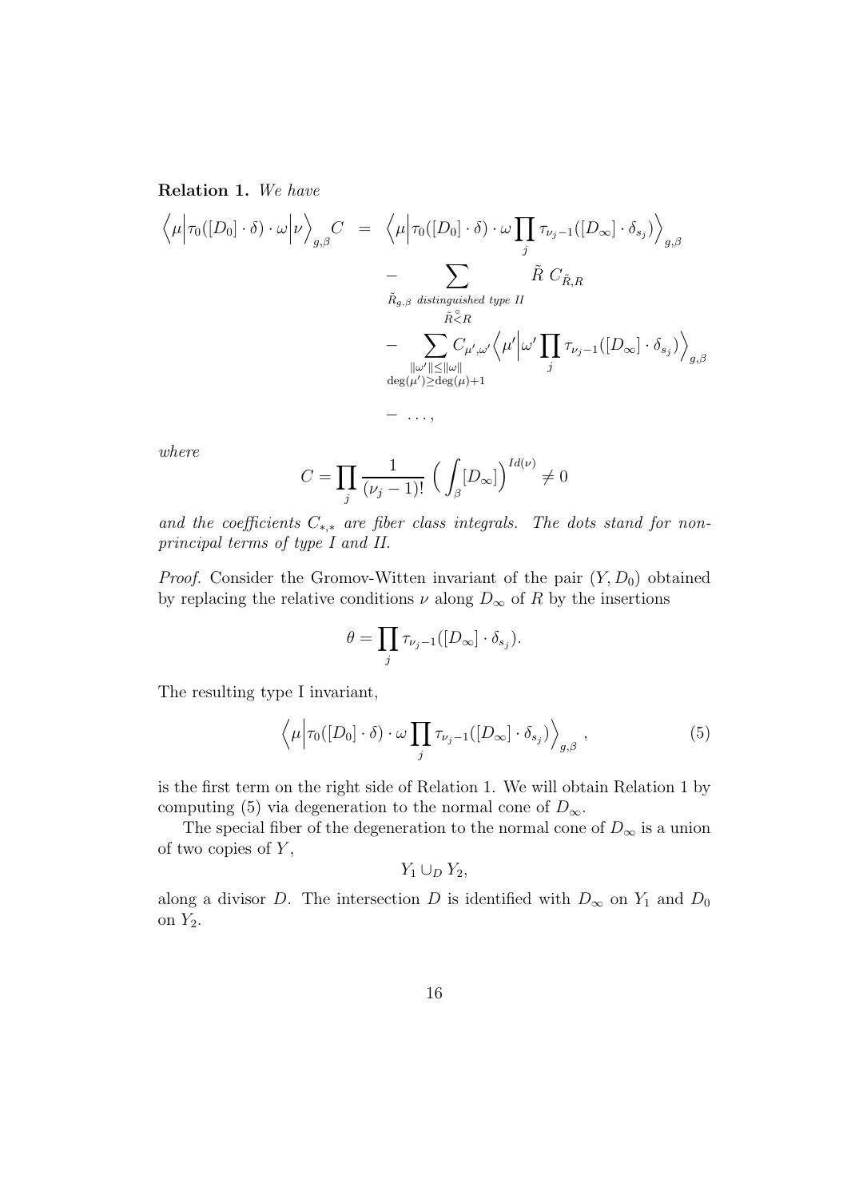**Relation 1.** *We have*

$$
\begin{aligned}
\Big\langle \mu \Big| \tau_0([D_0]\cdot\delta)\cdot\omega \Big| \nu \Big\rangle_{g,\beta} C &= \Big\langle \mu \Big| \tau_0([D_0]\cdot\delta)\cdot\omega \prod_j \tau_{\nu_j-1}([D_\infty]\cdot\delta_{s_j}) \Big\rangle_{g,\beta} \\
&- \sum_{\substack{\tilde{R}_{g,\beta} \ \textit{distinguished type II} \\ \tilde{R} \overset{\circ}{<} R}} \tilde{R}\ C_{\tilde{R},R} \\
&- \sum_{\substack{\|\omega'\| \le \|\omega\| \\ \deg(\mu') \ge \deg(\mu)+1}} C_{\mu',\omega'} \Big\langle \mu' \Big| \omega' \prod_j \tau_{\nu_j-1}([D_\infty]\cdot\delta_{s_j}) \Big\rangle_{g,\beta} \\
&- \ \ldots,
\end{aligned}
$$

*where*

$$
C = \prod_j \frac{1}{(\nu_j-1)!} \Big( \int_\beta [D_\infty] \Big)^{Id(\nu)} \neq 0
$$

*and the coefficients $C_{*,*}$ are fiber class integrals. The dots stand for non-principal terms of type I and II.*

*Proof.* Consider the Gromov-Witten invariant of the pair $(Y, D_0)$ obtained by replacing the relative conditions $\nu$ along $D_\infty$ of $R$ by the insertions

$$
\theta = \prod_j \tau_{\nu_j-1}([D_\infty]\cdot\delta_{s_j}).
$$

The resulting type I invariant,

$$
\Big\langle \mu \Big| \tau_0([D_0]\cdot\delta)\cdot\omega \prod_j \tau_{\nu_j-1}([D_\infty]\cdot\delta_{s_j}) \Big\rangle_{g,\beta}, \tag{5}
$$

is the first term on the right side of Relation 1. We will obtain Relation 1 by computing (5) via degeneration to the normal cone of $D_\infty$.

The special fiber of the degeneration to the normal cone of $D_\infty$ is a union of two copies of $Y$,

$$
Y_1 \cup_D Y_2,
$$

along a divisor $D$. The intersection $D$ is identified with $D_\infty$ on $Y_1$ and $D_0$ on $Y_2$.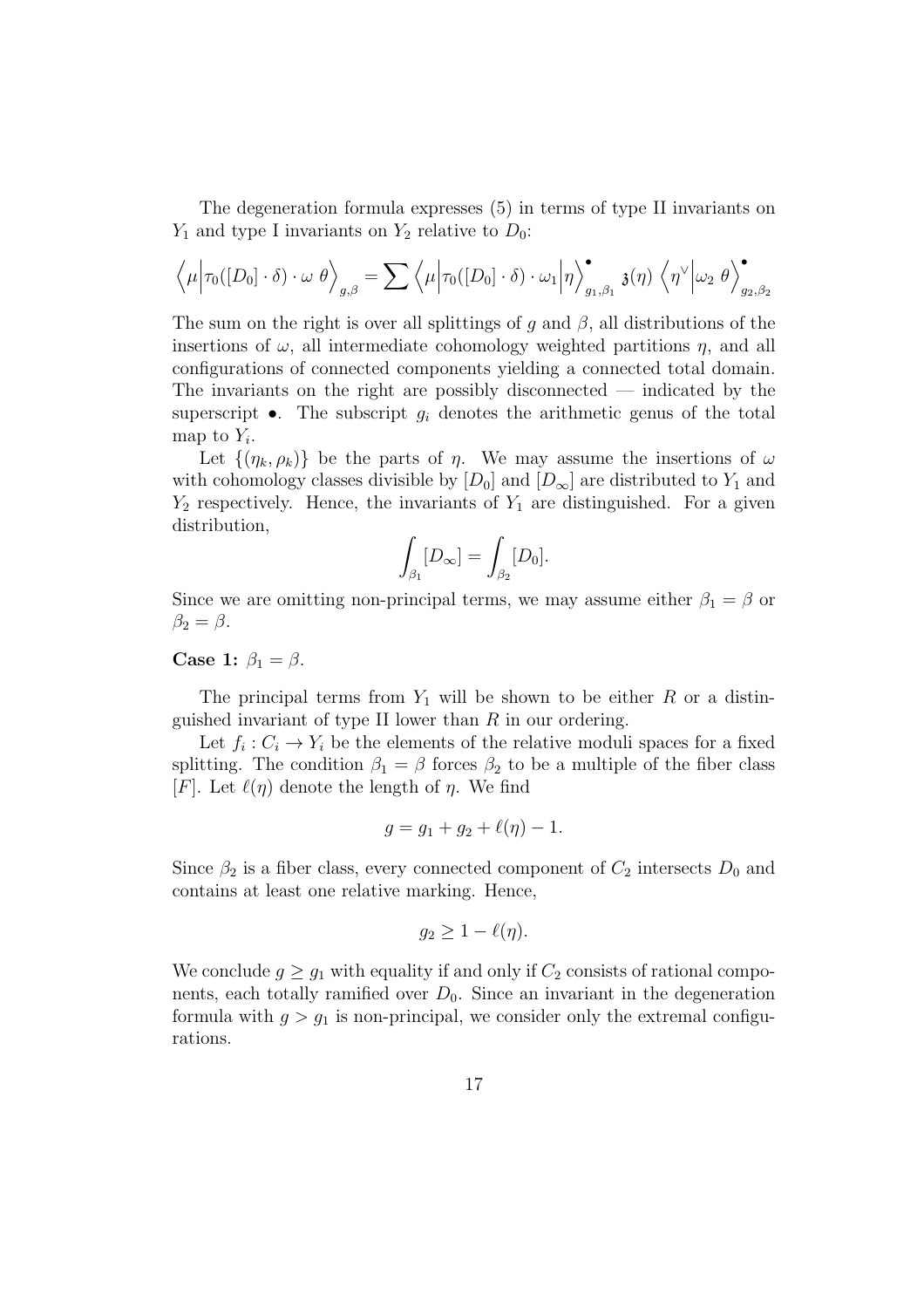The degeneration formula expresses (5) in terms of type II invariants on $Y_1$ and type I invariants on $Y_2$ relative to $D_0$:

$$\left\langle \mu \middle| \tau_0([D_0] \cdot \delta) \cdot \omega \ \theta \right\rangle_{g,\beta} = \sum \left\langle \mu \middle| \tau_0([D_0] \cdot \delta) \cdot \omega_1 \middle| \eta \right\rangle^{\bullet}_{g_1,\beta_1} \mathfrak{z}(\eta) \left\langle \eta^{\vee} \middle| \omega_2 \ \theta \right\rangle^{\bullet}_{g_2,\beta_2}$$

The sum on the right is over all splittings of $g$ and $\beta$, all distributions of the insertions of $\omega$, all intermediate cohomology weighted partitions $\eta$, and all configurations of connected components yielding a connected total domain. The invariants on the right are possibly disconnected — indicated by the superscript $\bullet$. The subscript $g_i$ denotes the arithmetic genus of the total map to $Y_i$.

Let $\{(\eta_k, \rho_k)\}$ be the parts of $\eta$. We may assume the insertions of $\omega$ with cohomology classes divisible by $[D_0]$ and $[D_\infty]$ are distributed to $Y_1$ and $Y_2$ respectively. Hence, the invariants of $Y_1$ are distinguished. For a given distribution,

$$\int_{\beta_1} [D_\infty] = \int_{\beta_2} [D_0].$$

Since we are omitting non-principal terms, we may assume either $\beta_1 = \beta$ or $\beta_2 = \beta$.

**Case 1:** $\beta_1 = \beta$.

The principal terms from $Y_1$ will be shown to be either $R$ or a distinguished invariant of type II lower than $R$ in our ordering.

Let $f_i : C_i \to Y_i$ be the elements of the relative moduli spaces for a fixed splitting. The condition $\beta_1 = \beta$ forces $\beta_2$ to be a multiple of the fiber class $[F]$. Let $\ell(\eta)$ denote the length of $\eta$. We find

$$g = g_1 + g_2 + \ell(\eta) - 1.$$

Since $\beta_2$ is a fiber class, every connected component of $C_2$ intersects $D_0$ and contains at least one relative marking. Hence,

$$g_2 \geq 1 - \ell(\eta).$$

We conclude $g \geq g_1$ with equality if and only if $C_2$ consists of rational components, each totally ramified over $D_0$. Since an invariant in the degeneration formula with $g > g_1$ is non-principal, we consider only the extremal configurations.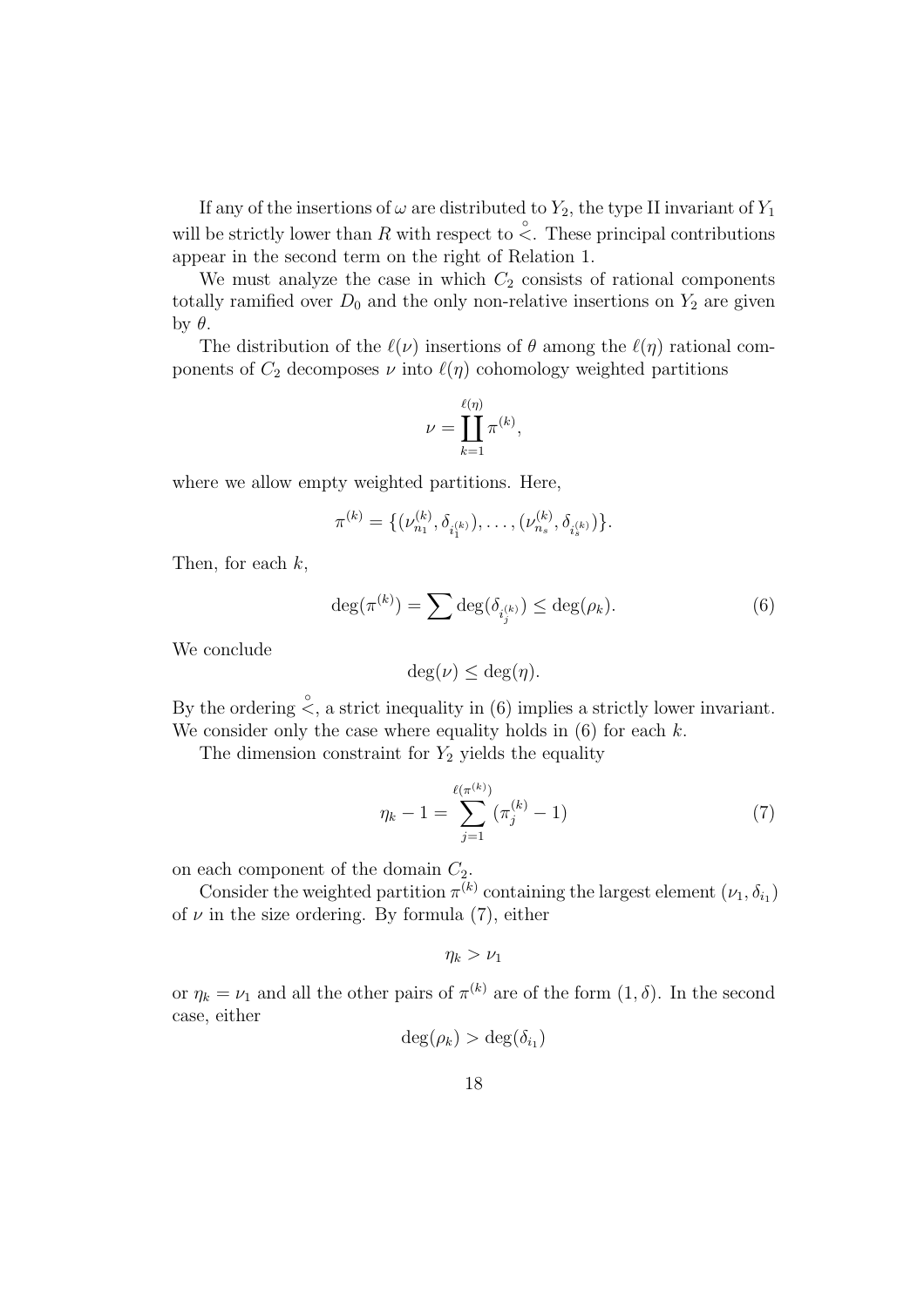If any of the insertions of $\omega$ are distributed to $Y_2$, the type II invariant of $Y_1$ will be strictly lower than $R$ with respect to $\overset{\circ}{<}$. These principal contributions appear in the second term on the right of Relation 1.

We must analyze the case in which $C_2$ consists of rational components totally ramified over $D_0$ and the only non-relative insertions on $Y_2$ are given by $\theta$.

The distribution of the $\ell(\nu)$ insertions of $\theta$ among the $\ell(\eta)$ rational components of $C_2$ decomposes $\nu$ into $\ell(\eta)$ cohomology weighted partitions

$$\nu = \coprod_{k=1}^{\ell(\eta)} \pi^{(k)},$$

where we allow empty weighted partitions. Here,

$$\pi^{(k)} = \{(\nu^{(k)}_{n_1}, \delta_{i^{(k)}_1}), \ldots, (\nu^{(k)}_{n_s}, \delta_{i^{(k)}_s})\}.$$

Then, for each $k$,

$$\deg(\pi^{(k)}) = \sum \deg(\delta_{i^{(k)}_j}) \leq \deg(\rho_k). \tag{6}$$

We conclude

$$\deg(\nu) \leq \deg(\eta).$$

By the ordering $\overset{\circ}{<}$, a strict inequality in (6) implies a strictly lower invariant. We consider only the case where equality holds in (6) for each $k$.

The dimension constraint for $Y_2$ yields the equality

$$\eta_k - 1 = \sum_{j=1}^{\ell(\pi^{(k)})} (\pi^{(k)}_j - 1) \tag{7}$$

on each component of the domain $C_2$.

Consider the weighted partition $\pi^{(k)}$ containing the largest element $(\nu_1, \delta_{i_1})$ of $\nu$ in the size ordering. By formula (7), either

$$\eta_k > \nu_1$$

or $\eta_k = \nu_1$ and all the other pairs of $\pi^{(k)}$ are of the form $(1, \delta)$. In the second case, either

$$\deg(\rho_k) > \deg(\delta_{i_1})$$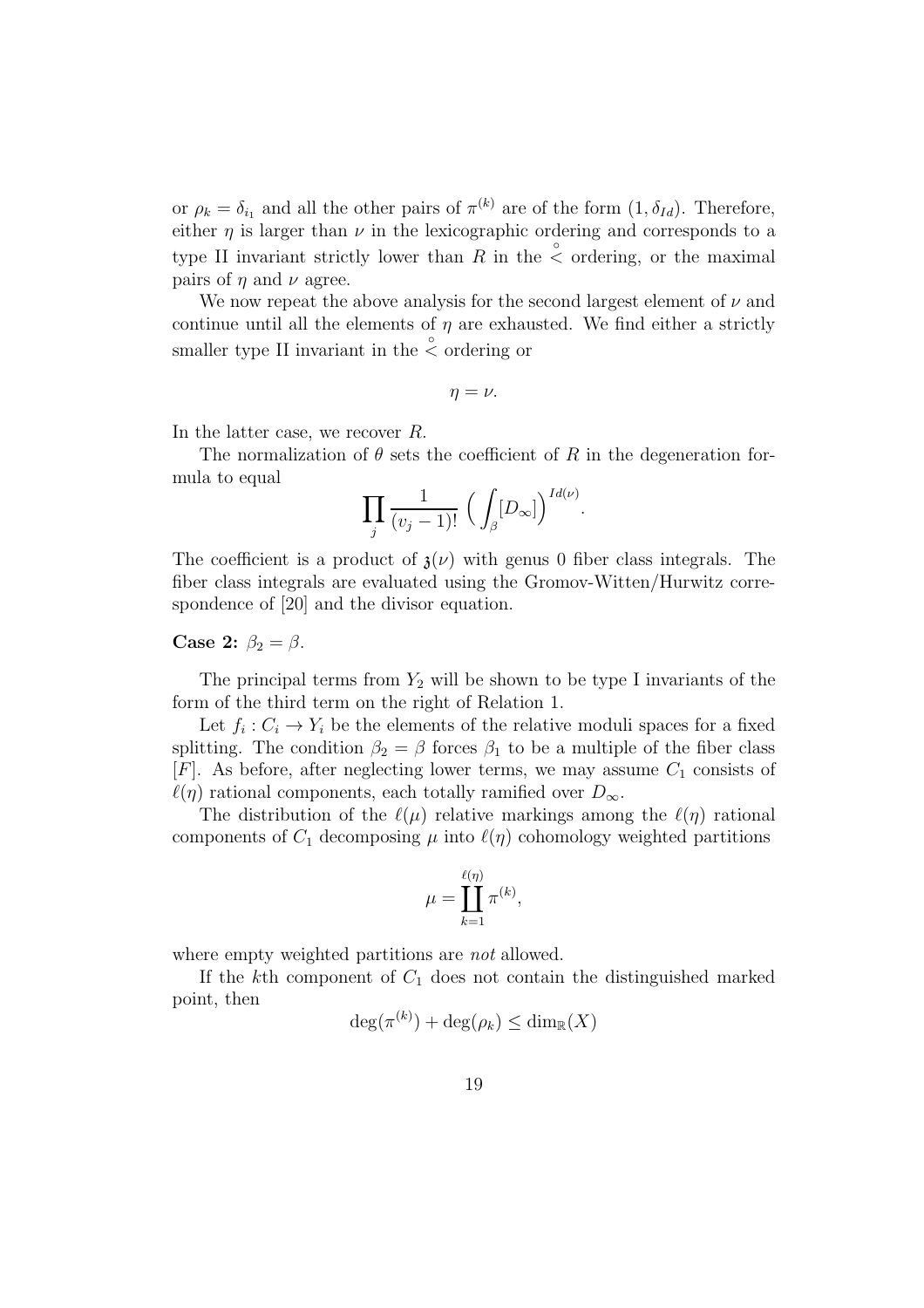or $\rho_k = \delta_{i_1}$ and all the other pairs of $\pi^{(k)}$ are of the form $(1, \delta_{Id})$. Therefore, either $\eta$ is larger than $\nu$ in the lexicographic ordering and corresponds to a type II invariant strictly lower than $R$ in the $\overset{\circ}{<}$ ordering, or the maximal pairs of $\eta$ and $\nu$ agree.

We now repeat the above analysis for the second largest element of $\nu$ and continue until all the elements of $\eta$ are exhausted. We find either a strictly smaller type II invariant in the $\overset{\circ}{<}$ ordering or

$$\eta = \nu.$$

In the latter case, we recover $R$.

The normalization of $\theta$ sets the coefficient of $R$ in the degeneration formula to equal

$$\prod_j \frac{1}{(v_j - 1)!} \left( \int_\beta [D_\infty] \right)^{Id(\nu)}.$$

The coefficient is a product of $\mathfrak{z}(\nu)$ with genus 0 fiber class integrals. The fiber class integrals are evaluated using the Gromov-Witten/Hurwitz correspondence of [20] and the divisor equation.

**Case 2:** $\beta_2 = \beta$.

The principal terms from $Y_2$ will be shown to be type I invariants of the form of the third term on the right of Relation 1.

Let $f_i : C_i \to Y_i$ be the elements of the relative moduli spaces for a fixed splitting. The condition $\beta_2 = \beta$ forces $\beta_1$ to be a multiple of the fiber class $[F]$. As before, after neglecting lower terms, we may assume $C_1$ consists of $\ell(\eta)$ rational components, each totally ramified over $D_\infty$.

The distribution of the $\ell(\mu)$ relative markings among the $\ell(\eta)$ rational components of $C_1$ decomposing $\mu$ into $\ell(\eta)$ cohomology weighted partitions

$$\mu = \coprod_{k=1}^{\ell(\eta)} \pi^{(k)},$$

where empty weighted partitions are *not* allowed.

If the $k$th component of $C_1$ does not contain the distinguished marked point, then

$$\deg(\pi^{(k)}) + \deg(\rho_k) \leq \dim_{\mathbb{R}}(X)$$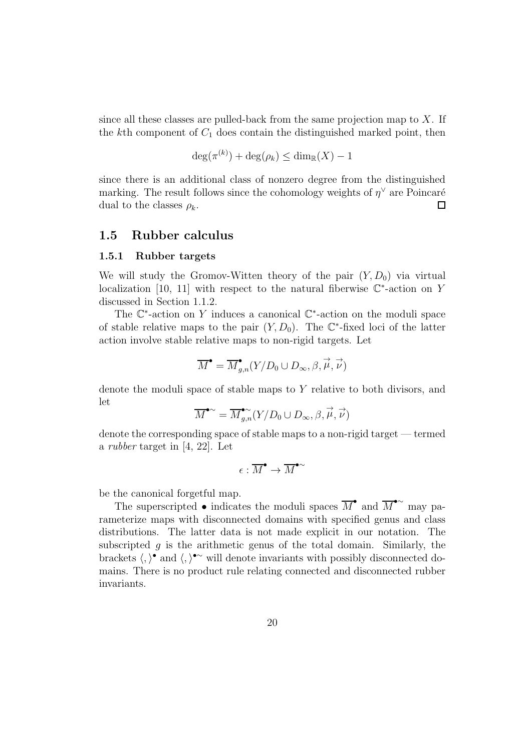since all these classes are pulled-back from the same projection map to $X$. If the $k$th component of $C_1$ does contain the distinguished marked point, then

$$\deg(\pi^{(k)}) + \deg(\rho_k) \leq \dim_{\mathbb{R}}(X) - 1$$

since there is an additional class of nonzero degree from the distinguished marking. The result follows since the cohomology weights of $\eta^\vee$ are Poincaré dual to the classes $\rho_k$. □

## 1.5 Rubber calculus

### 1.5.1 Rubber targets

We will study the Gromov-Witten theory of the pair $(Y, D_0)$ via virtual localization [10, 11] with respect to the natural fiberwise $\mathbb{C}^*$-action on $Y$ discussed in Section 1.1.2.

The $\mathbb{C}^*$-action on $Y$ induces a canonical $\mathbb{C}^*$-action on the moduli space of stable relative maps to the pair $(Y, D_0)$. The $\mathbb{C}^*$-fixed loci of the latter action involve stable relative maps to non-rigid targets. Let

$$\overline{M}^\bullet = \overline{M}^\bullet_{g,n}(Y/D_0 \cup D_\infty, \beta, \vec{\mu}, \vec{\nu})$$

denote the moduli space of stable maps to $Y$ relative to both divisors, and let

$$\overline{M}^{\bullet\sim} = \overline{M}^{\bullet\sim}_{g,n}(Y/D_0 \cup D_\infty, \beta, \vec{\mu}, \vec{\nu})$$

denote the corresponding space of stable maps to a non-rigid target — termed a *rubber* target in [4, 22]. Let

$$\epsilon : \overline{M}^\bullet \to \overline{M}^{\bullet\sim}$$

be the canonical forgetful map.

The superscripted $\bullet$ indicates the moduli spaces $\overline{M}^\bullet$ and $\overline{M}^{\bullet\sim}$ may parameterize maps with disconnected domains with specified genus and class distributions. The latter data is not made explicit in our notation. The subscripted $g$ is the arithmetic genus of the total domain. Similarly, the brackets $\langle , \rangle^\bullet$ and $\langle , \rangle^{\bullet\sim}$ will denote invariants with possibly disconnected domains. There is no product rule relating connected and disconnected rubber invariants.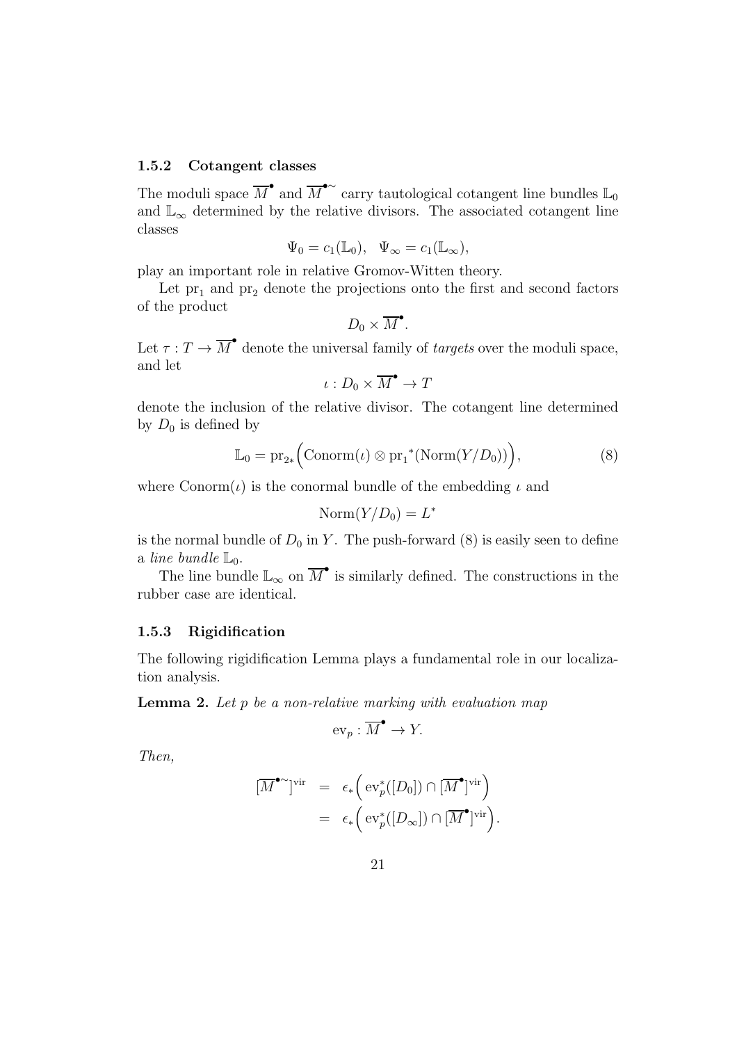#### 1.5.2 Cotangent classes

The moduli space $\overline{M}^\bullet$ and $\overline{M}^{\bullet\sim}$ carry tautological cotangent line bundles $\mathbb{L}_0$ and $\mathbb{L}_\infty$ determined by the relative divisors. The associated cotangent line classes

$$\Psi_0 = c_1(\mathbb{L}_0), \quad \Psi_\infty = c_1(\mathbb{L}_\infty),$$

play an important role in relative Gromov-Witten theory.

Let $\mathrm{pr}_1$ and $\mathrm{pr}_2$ denote the projections onto the first and second factors of the product

$$D_0 \times \overline{M}^\bullet.$$

Let $\tau : T \to \overline{M}^\bullet$ denote the universal family of *targets* over the moduli space, and let

$$\iota : D_0 \times \overline{M}^\bullet \to T$$

denote the inclusion of the relative divisor. The cotangent line determined by $D_0$ is defined by

$$\mathbb{L}_0 = \mathrm{pr}_{2*}\Big(\mathrm{Conorm}(\iota) \otimes \mathrm{pr}_1{}^*(\mathrm{Norm}(Y/D_0))\Big), \tag{8}$$

where $\mathrm{Conorm}(\iota)$ is the conormal bundle of the embedding $\iota$ and

$$\mathrm{Norm}(Y/D_0) = L^*$$

is the normal bundle of $D_0$ in $Y$. The push-forward (8) is easily seen to define a *line bundle* $\mathbb{L}_0$.

The line bundle $\mathbb{L}_\infty$ on $\overline{M}^\bullet$ is similarly defined. The constructions in the rubber case are identical.

#### 1.5.3 Rigidification

The following rigidification Lemma plays a fundamental role in our localization analysis.

**Lemma 2.** *Let $p$ be a non-relative marking with evaluation map*

$$\mathrm{ev}_p : \overline{M}^\bullet \to Y.$$

*Then,*

$$\begin{aligned} [\overline{M}^{\bullet\sim}]^{\mathrm{vir}} &= \epsilon_*\Big(\mathrm{ev}_p^*([D_0]) \cap [\overline{M}^\bullet]^{\mathrm{vir}}\Big) \\ &= \epsilon_*\Big(\mathrm{ev}_p^*([D_\infty]) \cap [\overline{M}^\bullet]^{\mathrm{vir}}\Big). \end{aligned}$$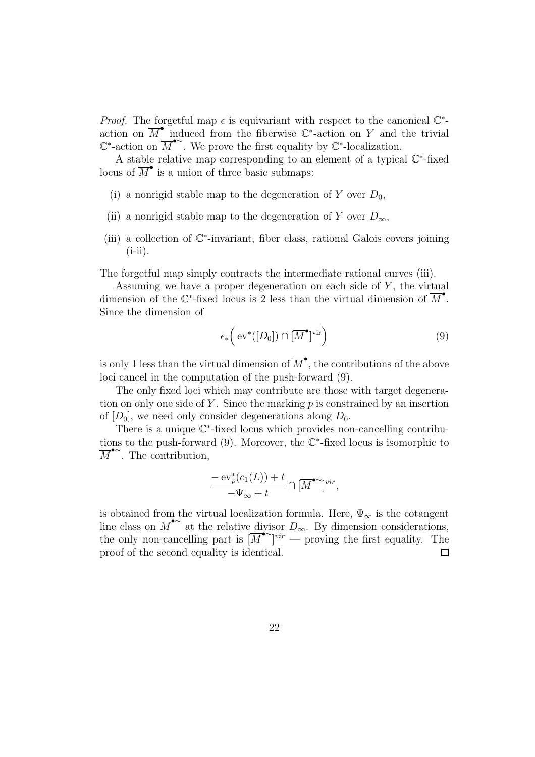*Proof.* The forgetful map $\epsilon$ is equivariant with respect to the canonical $\mathbb{C}^*$-action on $\overline{M}^{\bullet}$ induced from the fiberwise $\mathbb{C}^*$-action on $Y$ and the trivial $\mathbb{C}^*$-action on $\overline{M}^{\bullet\sim}$. We prove the first equality by $\mathbb{C}^*$-localization.

A stable relative map corresponding to an element of a typical $\mathbb{C}^*$-fixed locus of $\overline{M}^{\bullet}$ is a union of three basic submaps:

(i) a nonrigid stable map to the degeneration of $Y$ over $D_0$,

(ii) a nonrigid stable map to the degeneration of $Y$ over $D_\infty$,

(iii) a collection of $\mathbb{C}^*$-invariant, fiber class, rational Galois covers joining (i-ii).

The forgetful map simply contracts the intermediate rational curves (iii).

Assuming we have a proper degeneration on each side of $Y$, the virtual dimension of the $\mathbb{C}^*$-fixed locus is 2 less than the virtual dimension of $\overline{M}^{\bullet}$. Since the dimension of

$$\epsilon_*\Big( \operatorname{ev}^*([D_0]) \cap [\overline{M}^{\bullet}]^{\mathrm{vir}}\Big) \tag{9}$$

is only 1 less than the virtual dimension of $\overline{M}^{\bullet}$, the contributions of the above loci cancel in the computation of the push-forward (9).

The only fixed loci which may contribute are those with target degeneration on only one side of $Y$. Since the marking $p$ is constrained by an insertion of $[D_0]$, we need only consider degenerations along $D_0$.

There is a unique $\mathbb{C}^*$-fixed locus which provides non-cancelling contributions to the push-forward (9). Moreover, the $\mathbb{C}^*$-fixed locus is isomorphic to $\overline{M}^{\bullet\sim}$. The contribution,

$$\frac{-\operatorname{ev}_p^*(c_1(L)) + t}{-\Psi_\infty + t} \cap [\overline{M}^{\bullet\sim}]^{vir},$$

is obtained from the virtual localization formula. Here, $\Psi_\infty$ is the cotangent line class on $\overline{M}^{\bullet\sim}$ at the relative divisor $D_\infty$. By dimension considerations, the only non-cancelling part is $[\overline{M}^{\bullet\sim}]^{vir}$ — proving the first equality. The proof of the second equality is identical. $\square$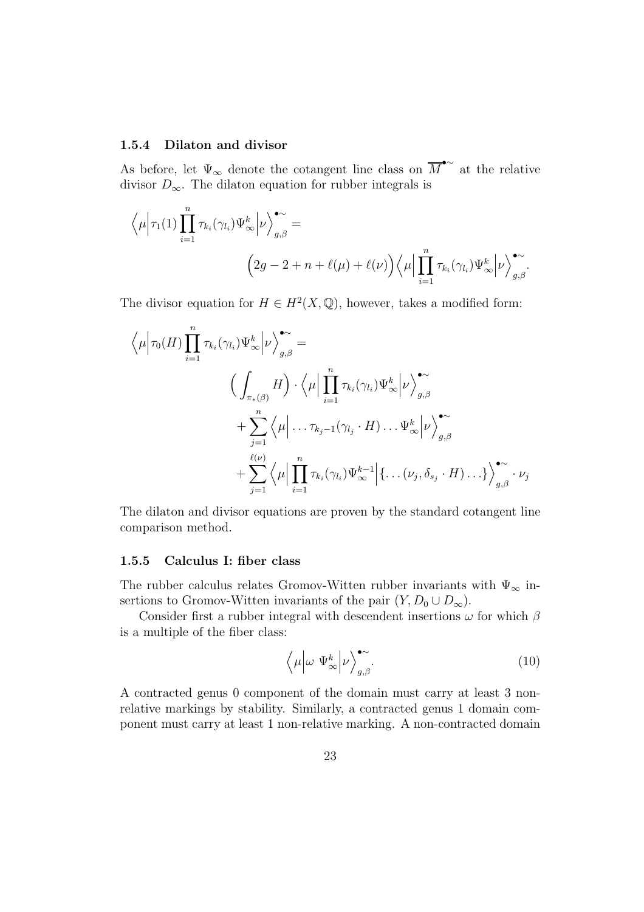### 1.5.4 Dilaton and divisor

As before, let $\Psi_\infty$ denote the cotangent line class on $\overline{M}^{\bullet\sim}$ at the relative divisor $D_\infty$. The dilaton equation for rubber integrals is

$$\Big\langle \mu \Big| \tau_1(1) \prod_{i=1}^n \tau_{k_i}(\gamma_{l_i}) \Psi_\infty^k \Big| \nu \Big\rangle_{g,\beta}^{\bullet\sim} = \Big(2g-2+n+\ell(\mu)+\ell(\nu)\Big) \Big\langle \mu \Big| \prod_{i=1}^n \tau_{k_i}(\gamma_{l_i}) \Psi_\infty^k \Big| \nu \Big\rangle_{g,\beta}^{\bullet\sim}.$$

The divisor equation for $H \in H^2(X,\mathbb{Q})$, however, takes a modified form:

$$\begin{aligned}\Big\langle \mu \Big| \tau_0(H) \prod_{i=1}^n \tau_{k_i}(\gamma_{l_i}) \Psi_\infty^k \Big| \nu \Big\rangle_{g,\beta}^{\bullet\sim} =& \\ &\Big(\int_{\pi_*(\beta)} H\Big) \cdot \Big\langle \mu \Big| \prod_{i=1}^n \tau_{k_i}(\gamma_{l_i}) \Psi_\infty^k \Big| \nu \Big\rangle_{g,\beta}^{\bullet\sim} \\ &+ \sum_{j=1}^n \Big\langle \mu \Big| \ldots \tau_{k_j-1}(\gamma_{l_j} \cdot H) \ldots \Psi_\infty^k \Big| \nu \Big\rangle_{g,\beta}^{\bullet\sim} \\ &+ \sum_{j=1}^{\ell(\nu)} \Big\langle \mu \Big| \prod_{i=1}^n \tau_{k_i}(\gamma_{l_i}) \Psi_\infty^{k-1} \Big| \{\ldots (\nu_j, \delta_{s_j} \cdot H) \ldots\} \Big\rangle_{g,\beta}^{\bullet\sim} \cdot \nu_j\end{aligned}$$

The dilaton and divisor equations are proven by the standard cotangent line comparison method.

### 1.5.5 Calculus I: fiber class

The rubber calculus relates Gromov-Witten rubber invariants with $\Psi_\infty$ insertions to Gromov-Witten invariants of the pair $(Y, D_0 \cup D_\infty)$.

Consider first a rubber integral with descendent insertions $\omega$ for which $\beta$ is a multiple of the fiber class:

$$\Big\langle \mu \Big| \omega \ \Psi_\infty^k \Big| \nu \Big\rangle_{g,\beta}^{\bullet\sim}. \tag{10}$$

A contracted genus 0 component of the domain must carry at least 3 non-relative markings by stability. Similarly, a contracted genus 1 domain component must carry at least 1 non-relative marking. A non-contracted domain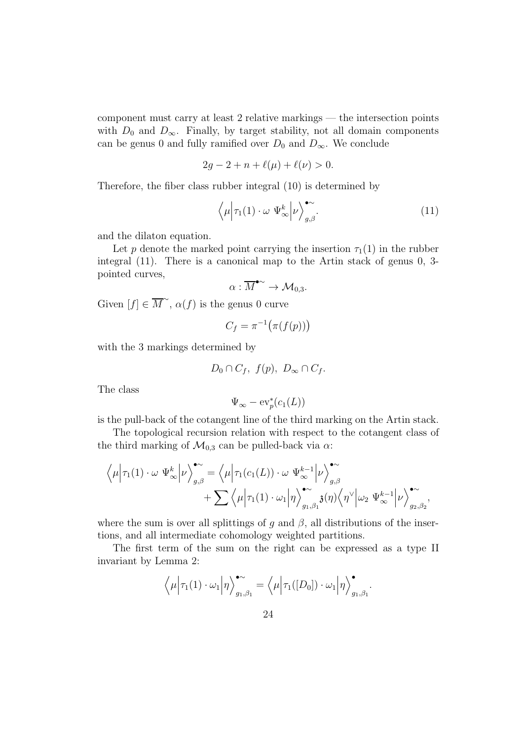component must carry at least 2 relative markings — the intersection points with $D_0$ and $D_\infty$. Finally, by target stability, not all domain components can be genus 0 and fully ramified over $D_0$ and $D_\infty$. We conclude

$$2g - 2 + n + \ell(\mu) + \ell(\nu) > 0.$$

Therefore, the fiber class rubber integral (10) is determined by

$$\Big\langle \mu \Big| \tau_1(1) \cdot \omega \ \Psi_\infty^k \Big| \nu \Big\rangle_{g,\beta}^{\bullet\sim}. \tag{11}$$

and the dilaton equation.

Let $p$ denote the marked point carrying the insertion $\tau_1(1)$ in the rubber integral (11). There is a canonical map to the Artin stack of genus 0, 3-pointed curves,

$$\alpha : \overline{M}^{\bullet\sim} \to \mathcal{M}_{0,3}.$$

Given $[f] \in \overline{M}^{\sim}$, $\alpha(f)$ is the genus 0 curve

$$C_f = \pi^{-1}\big(\pi(f(p))\big)$$

with the 3 markings determined by

$$D_0 \cap C_f, \ f(p), \ D_\infty \cap C_f.$$

The class

$$\Psi_\infty - \mathrm{ev}_p^*(c_1(L))$$

is the pull-back of the cotangent line of the third marking on the Artin stack.

The topological recursion relation with respect to the cotangent class of the third marking of $\mathcal{M}_{0,3}$ can be pulled-back via $\alpha$:

$$\begin{aligned} \Big\langle \mu \Big| \tau_1(1) \cdot \omega \ \Psi_\infty^k \Big| \nu \Big\rangle_{g,\beta}^{\bullet\sim} &= \Big\langle \mu \Big| \tau_1(c_1(L)) \cdot \omega \ \Psi_\infty^{k-1} \Big| \nu \Big\rangle_{g,\beta}^{\bullet\sim} \\ &\quad + \sum \Big\langle \mu \Big| \tau_1(1) \cdot \omega_1 \Big| \eta \Big\rangle_{g_1,\beta_1}^{\bullet\sim} \mathfrak{z}(\eta) \Big\langle \eta^\vee \Big| \omega_2 \ \Psi_\infty^{k-1} \Big| \nu \Big\rangle_{g_2,\beta_2}^{\bullet\sim}, \end{aligned}$$

where the sum is over all splittings of $g$ and $\beta$, all distributions of the insertions, and all intermediate cohomology weighted partitions.

The first term of the sum on the right can be expressed as a type II invariant by Lemma 2:

$$\Big\langle \mu \Big| \tau_1(1) \cdot \omega_1 \Big| \eta \Big\rangle_{g_1,\beta_1}^{\bullet\sim} = \Big\langle \mu \Big| \tau_1([D_0]) \cdot \omega_1 \Big| \eta \Big\rangle_{g_1,\beta_1}^{\bullet}.$$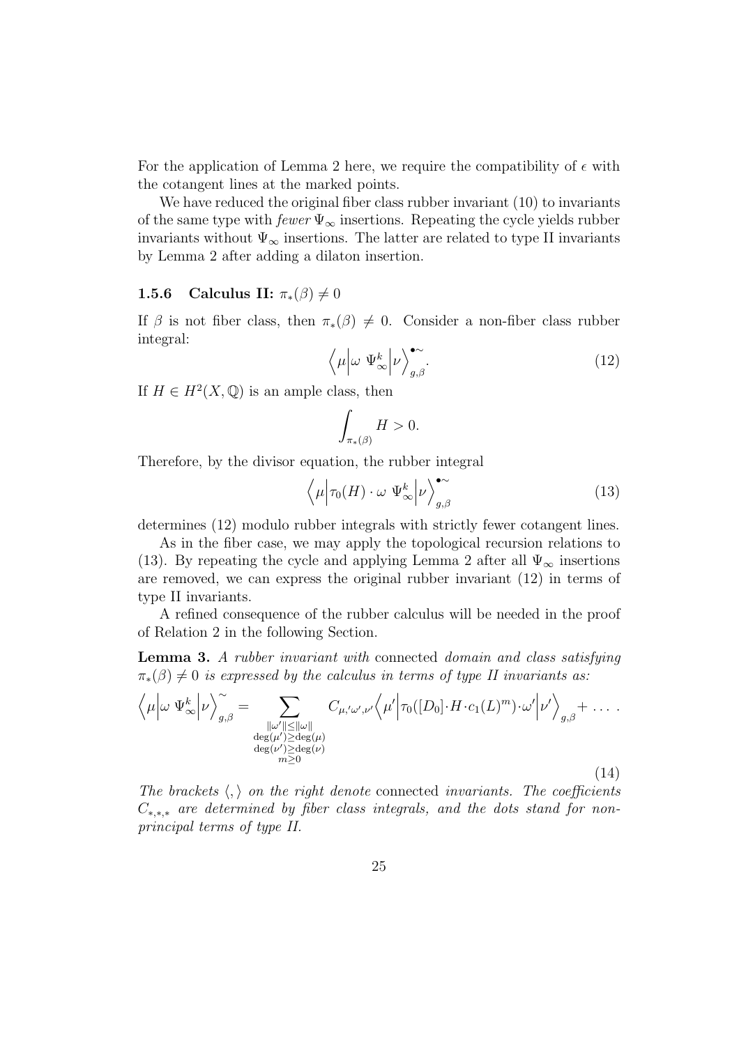For the application of Lemma 2 here, we require the compatibility of $\epsilon$ with the cotangent lines at the marked points.

We have reduced the original fiber class rubber invariant (10) to invariants of the same type with *fewer* $\Psi_\infty$ insertions. Repeating the cycle yields rubber invariants without $\Psi_\infty$ insertions. The latter are related to type II invariants by Lemma 2 after adding a dilaton insertion.

### 1.5.6 Calculus II: $\pi_*(\beta) \neq 0$

If $\beta$ is not fiber class, then $\pi_*(\beta) \neq 0$. Consider a non-fiber class rubber integral:

$$\Big\langle \mu \Big| \omega \ \Psi_\infty^k \Big| \nu \Big\rangle_{g,\beta}^{\bullet\sim}. \tag{12}$$

If $H \in H^2(X, \mathbb{Q})$ is an ample class, then

$$\int_{\pi_*(\beta)} H > 0.$$

Therefore, by the divisor equation, the rubber integral

$$\Big\langle \mu \Big| \tau_0(H) \cdot \omega \ \Psi_\infty^k \Big| \nu \Big\rangle_{g,\beta}^{\bullet\sim} \tag{13}$$

determines (12) modulo rubber integrals with strictly fewer cotangent lines.

As in the fiber case, we may apply the topological recursion relations to (13). By repeating the cycle and applying Lemma 2 after all $\Psi_\infty$ insertions are removed, we can express the original rubber invariant (12) in terms of type II invariants.

A refined consequence of the rubber calculus will be needed in the proof of Relation 2 in the following Section.

**Lemma 3.** *A rubber invariant with* connected *domain and class satisfying $\pi_*(\beta) \neq 0$ is expressed by the calculus in terms of type II invariants as:*

$$\Big\langle \mu \Big| \omega \ \Psi_\infty^k \Big| \nu \Big\rangle_{g,\beta}^{\sim} = \sum_{\substack{\|\omega'\| \leq \|\omega\| \\ \deg(\mu') \geq \deg(\mu) \\ \deg(\nu') \geq \deg(\nu) \\ m \geq 0}} C_{\mu,'\omega',\nu'} \Big\langle \mu' \Big| \tau_0([D_0] \cdot H \cdot c_1(L)^m) \cdot \omega' \Big| \nu' \Big\rangle_{g,\beta} + \ \dots \ . \tag{14}$$

*The brackets $\langle , \rangle$ on the right denote* connected *invariants. The coefficients $C_{*,*,*}$ are determined by fiber class integrals, and the dots stand for non-principal terms of type II.*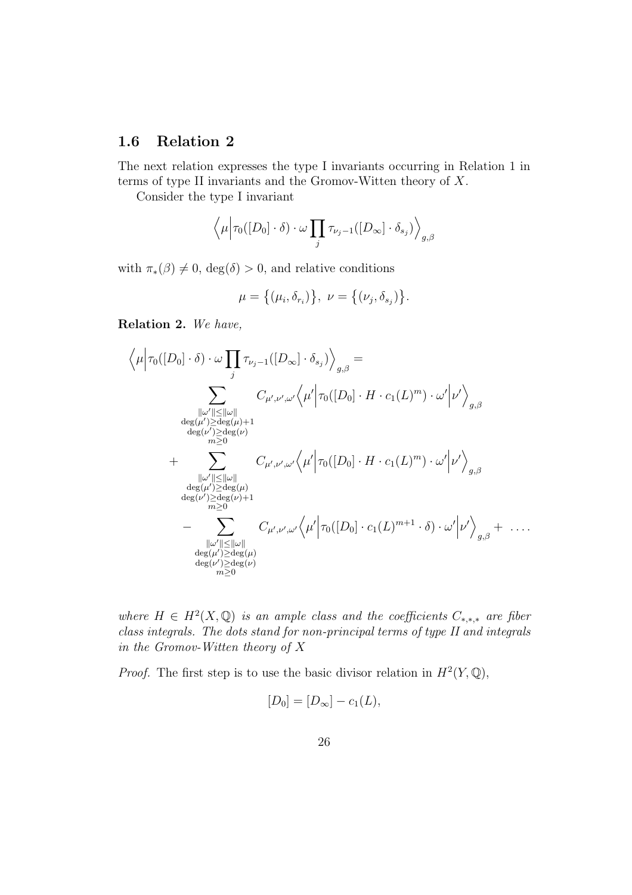## 1.6 Relation 2

The next relation expresses the type I invariants occurring in Relation 1 in terms of type II invariants and the Gromov-Witten theory of $X$.

Consider the type I invariant

$$\Big\langle \mu \Big| \tau_0([D_0]\cdot\delta)\cdot\omega \prod_j \tau_{\nu_j-1}([D_\infty]\cdot\delta_{s_j}) \Big\rangle_{g,\beta}$$

with $\pi_*(\beta) \neq 0$, $\deg(\delta) > 0$, and relative conditions

$$\mu = \{(\mu_i, \delta_{r_i})\},\ \nu = \{(\nu_j, \delta_{s_j})\}.$$

**Relation 2.** *We have,*

$$\begin{aligned}
\Big\langle \mu \Big| \tau_0([D_0]\cdot\delta)\cdot\omega \prod_j \tau_{\nu_j-1}([D_\infty]\cdot\delta_{s_j}) \Big\rangle_{g,\beta} &= \\
&\sum_{\substack{\|\omega'\|\leq\|\omega\| \\ \deg(\mu')\geq\deg(\mu)+1 \\ \deg(\nu')\geq\deg(\nu) \\ m\geq 0}} C_{\mu',\nu',\omega'} \Big\langle \mu' \Big| \tau_0([D_0]\cdot H\cdot c_1(L)^m)\cdot\omega' \Big| \nu' \Big\rangle_{g,\beta} \\
&+ \sum_{\substack{\|\omega'\|\leq\|\omega\| \\ \deg(\mu')\geq\deg(\mu) \\ \deg(\nu')\geq\deg(\nu)+1 \\ m\geq 0}} C_{\mu',\nu',\omega'} \Big\langle \mu' \Big| \tau_0([D_0]\cdot H\cdot c_1(L)^m)\cdot\omega' \Big| \nu' \Big\rangle_{g,\beta} \\
&- \sum_{\substack{\|\omega'\|\leq\|\omega\| \\ \deg(\mu')\geq\deg(\mu) \\ \deg(\nu')\geq\deg(\nu) \\ m\geq 0}} C_{\mu',\nu',\omega'} \Big\langle \mu' \Big| \tau_0([D_0]\cdot c_1(L)^{m+1}\cdot\delta)\cdot\omega' \Big| \nu' \Big\rangle_{g,\beta} + \ \ldots .
\end{aligned}$$

*where $H \in H^2(X,\mathbb{Q})$ is an ample class and the coefficients $C_{*,*,*}$ are fiber class integrals. The dots stand for non-principal terms of type II and integrals in the Gromov-Witten theory of $X$*

*Proof.* The first step is to use the basic divisor relation in $H^2(Y,\mathbb{Q})$,

$$[D_0] = [D_\infty] - c_1(L),$$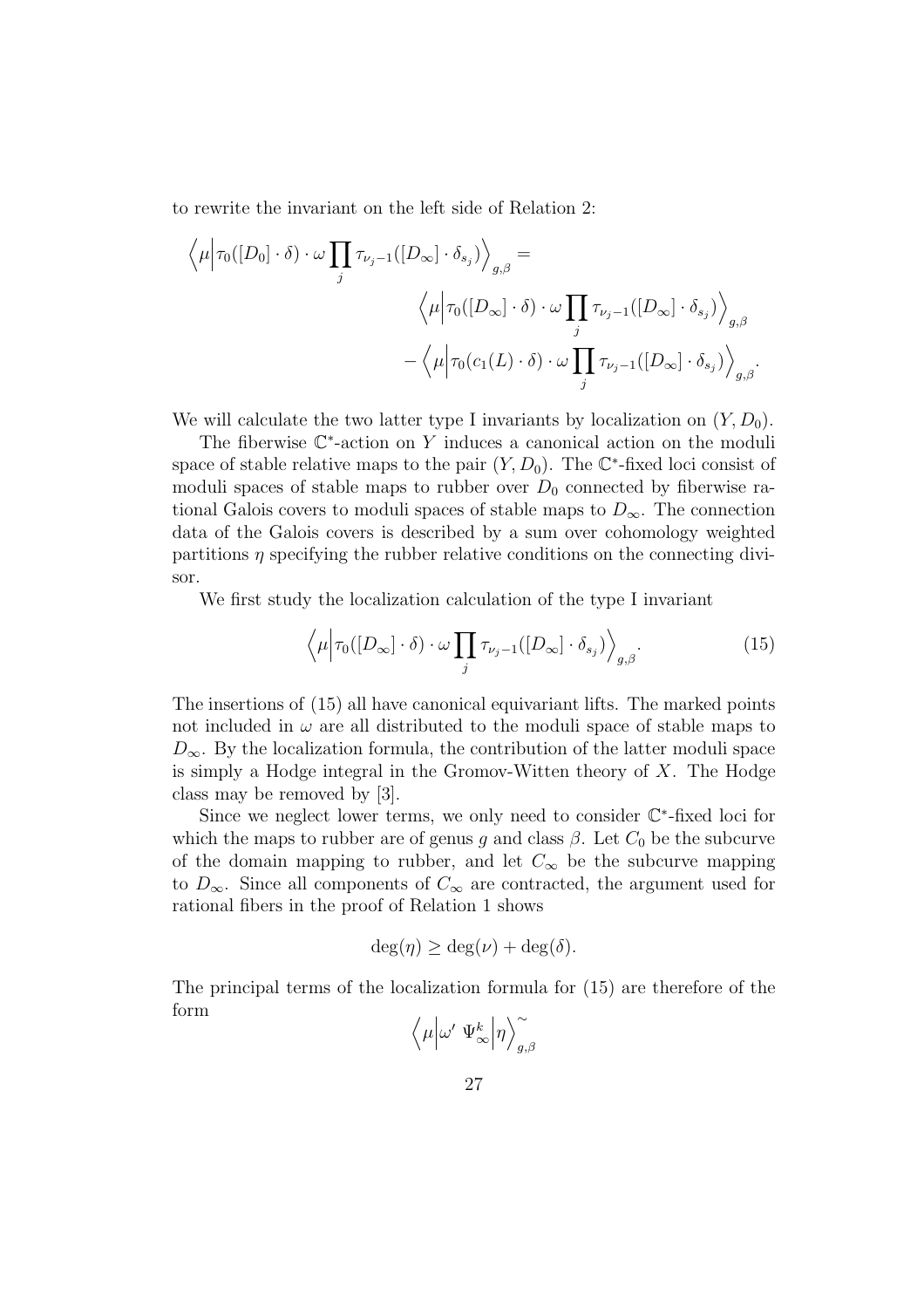to rewrite the invariant on the left side of Relation 2:

$$
\begin{aligned}
\Big\langle \mu \Big| \tau_0([D_0]\cdot\delta)\cdot \omega \prod_j \tau_{\nu_j-1}([D_\infty]\cdot \delta_{s_j}) \Big\rangle_{g,\beta} = \\
\Big\langle \mu \Big| \tau_0([D_\infty]\cdot\delta)\cdot \omega \prod_j \tau_{\nu_j-1}([D_\infty]\cdot \delta_{s_j}) \Big\rangle_{g,\beta} \\
- \Big\langle \mu \Big| \tau_0(c_1(L)\cdot\delta)\cdot \omega \prod_j \tau_{\nu_j-1}([D_\infty]\cdot \delta_{s_j}) \Big\rangle_{g,\beta}.
\end{aligned}
$$

We will calculate the two latter type I invariants by localization on $(Y, D_0)$.

The fiberwise $\mathbb{C}^*$-action on $Y$ induces a canonical action on the moduli space of stable relative maps to the pair $(Y, D_0)$. The $\mathbb{C}^*$-fixed loci consist of moduli spaces of stable maps to rubber over $D_0$ connected by fiberwise rational Galois covers to moduli spaces of stable maps to $D_\infty$. The connection data of the Galois covers is described by a sum over cohomology weighted partitions $\eta$ specifying the rubber relative conditions on the connecting divisor.

We first study the localization calculation of the type I invariant

$$
\Big\langle \mu \Big| \tau_0([D_\infty]\cdot\delta)\cdot \omega \prod_j \tau_{\nu_j-1}([D_\infty]\cdot \delta_{s_j}) \Big\rangle_{g,\beta}. \tag{15}
$$

The insertions of (15) all have canonical equivariant lifts. The marked points not included in $\omega$ are all distributed to the moduli space of stable maps to $D_\infty$. By the localization formula, the contribution of the latter moduli space is simply a Hodge integral in the Gromov-Witten theory of $X$. The Hodge class may be removed by [3].

Since we neglect lower terms, we only need to consider $\mathbb{C}^*$-fixed loci for which the maps to rubber are of genus $g$ and class $\beta$. Let $C_0$ be the subcurve of the domain mapping to rubber, and let $C_\infty$ be the subcurve mapping to $D_\infty$. Since all components of $C_\infty$ are contracted, the argument used for rational fibers in the proof of Relation 1 shows

$$
\deg(\eta) \geq \deg(\nu) + \deg(\delta).
$$

The principal terms of the localization formula for (15) are therefore of the form

$$
\Big\langle \mu \Big| \omega' \ \Psi_\infty^k \Big| \eta \Big\rangle^\sim_{g,\beta}
$$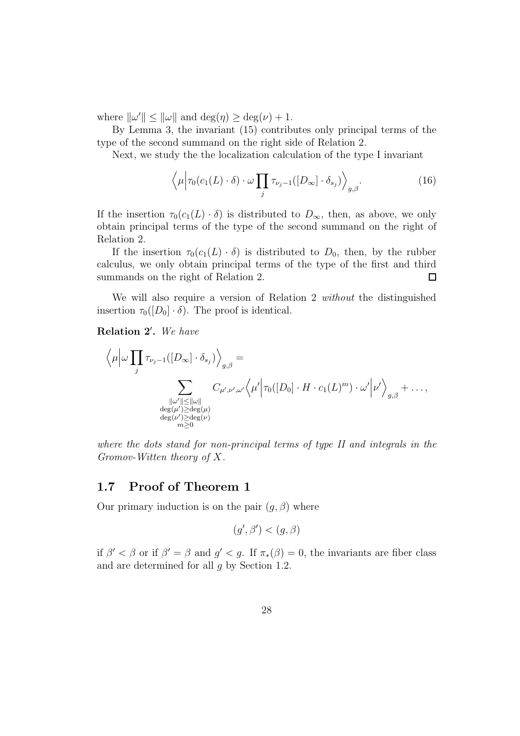where $\|\omega'\| \leq \|\omega\|$ and $\deg(\eta) \geq \deg(\nu) + 1$.

By Lemma 3, the invariant (15) contributes only principal terms of the type of the second summand on the right side of Relation 2.

Next, we study the the localization calculation of the type I invariant

$$\left\langle \mu \middle| \tau_0(c_1(L) \cdot \delta) \cdot \omega \prod_j \tau_{\nu_j - 1}([D_\infty] \cdot \delta_{s_j}) \right\rangle_{g,\beta}. \tag{16}$$

If the insertion $\tau_0(c_1(L) \cdot \delta)$ is distributed to $D_\infty$, then, as above, we only obtain principal terms of the type of the second summand on the right of Relation 2.

If the insertion $\tau_0(c_1(L) \cdot \delta)$ is distributed to $D_0$, then, by the rubber calculus, we only obtain principal terms of the type of the first and third summands on the right of Relation 2. $\square$

We will also require a version of Relation 2 *without* the distinguished insertion $\tau_0([D_0] \cdot \delta)$. The proof is identical.

**Relation 2′.** *We have*

$$\left\langle \mu \middle| \omega \prod_j \tau_{\nu_j - 1}([D_\infty] \cdot \delta_{s_j}) \right\rangle_{g,\beta} = \sum_{\substack{\|\omega'\| \leq \|\omega\| \\ \deg(\mu') \geq \deg(\mu) \\ \deg(\nu') \geq \deg(\nu) \\ m \geq 0}} C_{\mu',\nu',\omega'} \left\langle \mu' \middle| \tau_0([D_0] \cdot H \cdot c_1(L)^m) \cdot \omega' \middle| \nu' \right\rangle_{g,\beta} + \ldots,$$

*where the dots stand for non-principal terms of type II and integrals in the Gromov-Witten theory of $X$.*

## 1.7 Proof of Theorem 1

Our primary induction is on the pair $(g, \beta)$ where

$$(g', \beta') < (g, \beta)$$

if $\beta' < \beta$ or if $\beta' = \beta$ and $g' < g$. If $\pi_*(\beta) = 0$, the invariants are fiber class and are determined for all $g$ by Section 1.2.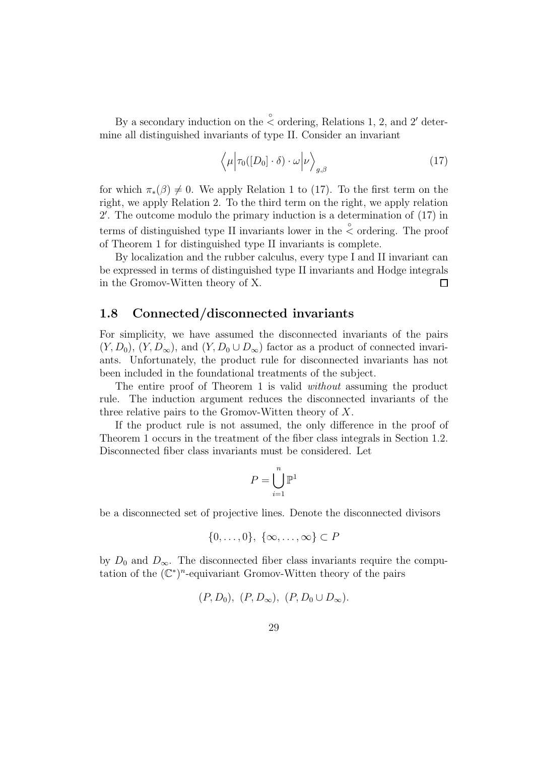By a secondary induction on the $\stackrel{\circ}{<}$ ordering, Relations 1, 2, and $2'$ determine all distinguished invariants of type II. Consider an invariant

$$\Big\langle \mu \Big| \tau_0([D_0]\cdot \delta)\cdot \omega \Big| \nu \Big\rangle_{g,\beta} \tag{17}$$

for which $\pi_*(\beta) \neq 0$. We apply Relation 1 to (17). To the first term on the right, we apply Relation 2. To the third term on the right, we apply relation $2'$. The outcome modulo the primary induction is a determination of (17) in terms of distinguished type II invariants lower in the $\stackrel{\circ}{<}$ ordering. The proof of Theorem 1 for distinguished type II invariants is complete.

By localization and the rubber calculus, every type I and II invariant can be expressed in terms of distinguished type II invariants and Hodge integrals in the Gromov-Witten theory of X. $\square$

## 1.8 Connected/disconnected invariants

For simplicity, we have assumed the disconnected invariants of the pairs $(Y, D_0)$, $(Y, D_\infty)$, and $(Y, D_0 \cup D_\infty)$ factor as a product of connected invariants. Unfortunately, the product rule for disconnected invariants has not been included in the foundational treatments of the subject.

The entire proof of Theorem 1 is valid *without* assuming the product rule. The induction argument reduces the disconnected invariants of the three relative pairs to the Gromov-Witten theory of $X$.

If the product rule is not assumed, the only difference in the proof of Theorem 1 occurs in the treatment of the fiber class integrals in Section 1.2. Disconnected fiber class invariants must be considered. Let

$$P = \bigcup_{i=1}^{n} \mathbb{P}^1$$

be a disconnected set of projective lines. Denote the disconnected divisors

$$\{0, \ldots, 0\},\ \{\infty, \ldots, \infty\} \subset P$$

by $D_0$ and $D_\infty$. The disconnected fiber class invariants require the computation of the $(\mathbb{C}^*)^n$-equivariant Gromov-Witten theory of the pairs

$$(P, D_0),\ (P, D_\infty),\ (P, D_0 \cup D_\infty).$$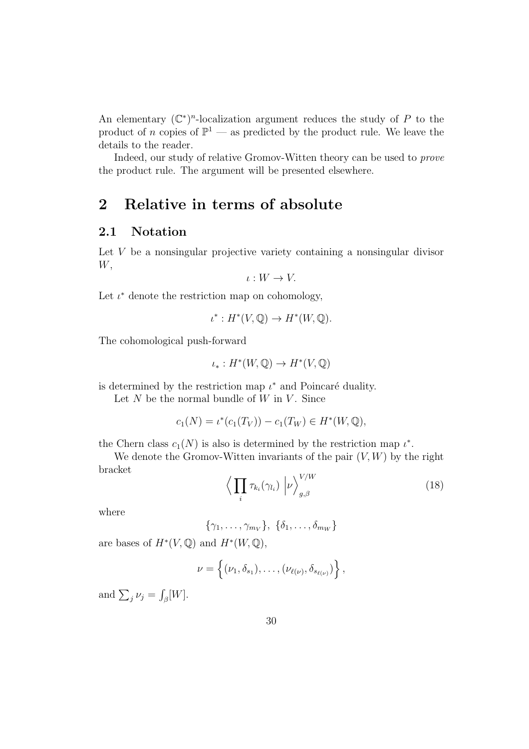An elementary $(\mathbb{C}^*)^n$-localization argument reduces the study of $P$ to the product of $n$ copies of $\mathbb{P}^1$ — as predicted by the product rule. We leave the details to the reader.

Indeed, our study of relative Gromov-Witten theory can be used to *prove* the product rule. The argument will be presented elsewhere.

# 2 Relative in terms of absolute

## 2.1 Notation

Let $V$ be a nonsingular projective variety containing a nonsingular divisor $W$,

$$\iota : W \to V.$$

Let $\iota^*$ denote the restriction map on cohomology,

$$\iota^* : H^*(V, \mathbb{Q}) \to H^*(W, \mathbb{Q}).$$

The cohomological push-forward

$$\iota_* : H^*(W, \mathbb{Q}) \to H^*(V, \mathbb{Q})$$

is determined by the restriction map $\iota^*$ and Poincaré duality.

Let $N$ be the normal bundle of $W$ in $V$. Since

$$c_1(N) = \iota^*(c_1(T_V)) - c_1(T_W) \in H^*(W, \mathbb{Q}),$$

the Chern class $c_1(N)$ is also is determined by the restriction map $\iota^*$.

We denote the Gromov-Witten invariants of the pair $(V, W)$ by the right bracket

$$\Big\langle \prod_i \tau_{k_i}(\gamma_{l_i}) \ \Big| \nu \Big\rangle^{V/W}_{g,\beta} \tag{18}$$

where

$$\{\gamma_1, \ldots, \gamma_{m_V}\}, \ \{\delta_1, \ldots, \delta_{m_W}\}$$

are bases of $H^*(V, \mathbb{Q})$ and $H^*(W, \mathbb{Q})$,

$$\nu = \Big\{(\nu_1, \delta_{s_1}), \ldots, (\nu_{\ell(\nu)}, \delta_{s_{\ell(\nu)}})\Big\},$$

and $\sum_j \nu_j = \int_\beta [W]$.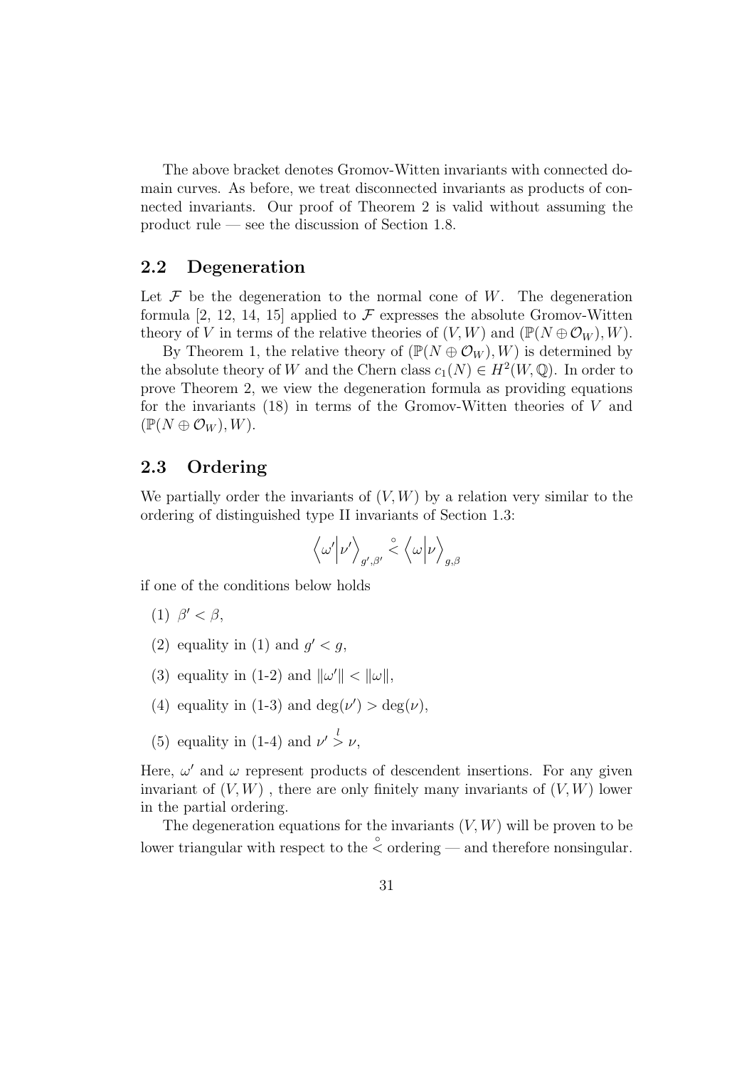The above bracket denotes Gromov-Witten invariants with connected domain curves. As before, we treat disconnected invariants as products of connected invariants. Our proof of Theorem 2 is valid without assuming the product rule — see the discussion of Section 1.8.

## 2.2 Degeneration

Let $\mathcal{F}$ be the degeneration to the normal cone of $W$. The degeneration formula [2, 12, 14, 15] applied to $\mathcal{F}$ expresses the absolute Gromov-Witten theory of $V$ in terms of the relative theories of $(V, W)$ and $(\mathbb{P}(N \oplus \mathcal{O}_W), W)$.

By Theorem 1, the relative theory of $(\mathbb{P}(N \oplus \mathcal{O}_W), W)$ is determined by the absolute theory of $W$ and the Chern class $c_1(N) \in H^2(W, \mathbb{Q})$. In order to prove Theorem 2, we view the degeneration formula as providing equations for the invariants (18) in terms of the Gromov-Witten theories of $V$ and $(\mathbb{P}(N \oplus \mathcal{O}_W), W)$.

## 2.3 Ordering

We partially order the invariants of $(V, W)$ by a relation very similar to the ordering of distinguished type II invariants of Section 1.3:

$$\left\langle \omega' \middle| \nu' \right\rangle_{g', \beta'} \overset{\circ}{<} \left\langle \omega \middle| \nu \right\rangle_{g, \beta}$$

if one of the conditions below holds

(1) $\beta' < \beta$,

(2) equality in (1) and $g' < g$,

(3) equality in (1-2) and $\|\omega'\| < \|\omega\|$,

(4) equality in (1-3) and $\deg(\nu') > \deg(\nu)$,

(5) equality in (1-4) and $\nu' \overset{l}{>} \nu$,

Here, $\omega'$ and $\omega$ represent products of descendent insertions. For any given invariant of $(V, W)$ , there are only finitely many invariants of $(V, W)$ lower in the partial ordering.

The degeneration equations for the invariants $(V, W)$ will be proven to be lower triangular with respect to the $\overset{\circ}{<}$ ordering — and therefore nonsingular.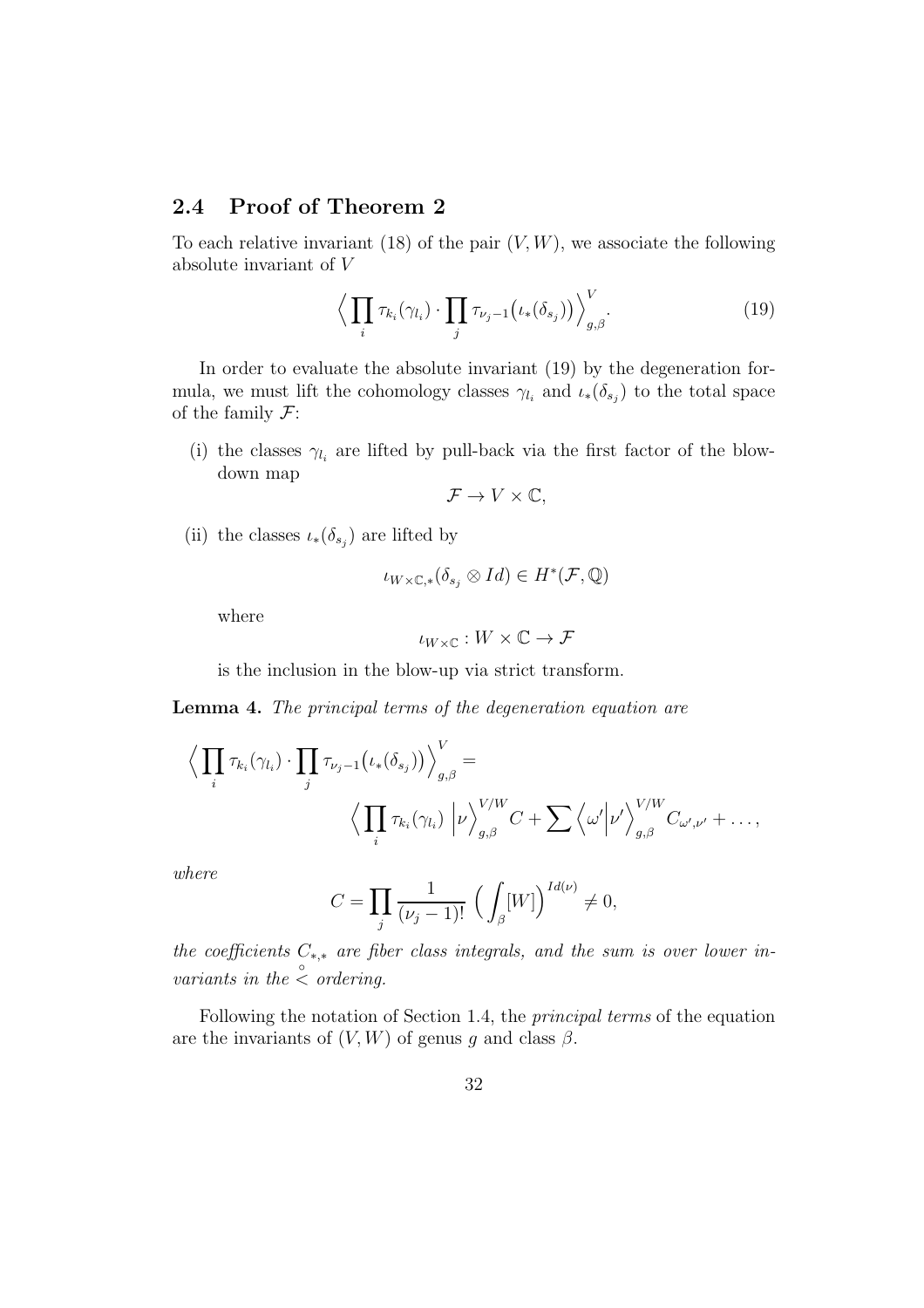## 2.4 Proof of Theorem 2

To each relative invariant (18) of the pair $(V, W)$, we associate the following absolute invariant of $V$

$$\Big\langle \prod_i \tau_{k_i}(\gamma_{l_i}) \cdot \prod_j \tau_{\nu_j - 1}\big(\iota_*(\delta_{s_j})\big)\Big\rangle^V_{g,\beta}. \tag{19}$$

In order to evaluate the absolute invariant (19) by the degeneration formula, we must lift the cohomology classes $\gamma_{l_i}$ and $\iota_*(\delta_{s_j})$ to the total space of the family $\mathcal{F}$:

(i) the classes $\gamma_{l_i}$ are lifted by pull-back via the first factor of the blow-down map

$$\mathcal{F} \to V \times \mathbb{C},$$

(ii) the classes $\iota_*(\delta_{s_j})$ are lifted by

$$\iota_{W\times\mathbb{C},*}(\delta_{s_j} \otimes Id) \in H^*(\mathcal{F}, \mathbb{Q})$$

where

$$\iota_{W\times\mathbb{C}} : W \times \mathbb{C} \to \mathcal{F}$$

is the inclusion in the blow-up via strict transform.

**Lemma 4.** *The principal terms of the degeneration equation are*

$$\Big\langle \prod_i \tau_{k_i}(\gamma_{l_i}) \cdot \prod_j \tau_{\nu_j - 1}\big(\iota_*(\delta_{s_j})\big)\Big\rangle^V_{g,\beta} =$$
$$\Big\langle \prod_i \tau_{k_i}(\gamma_{l_i}) \; \Big| \nu \Big\rangle^{V/W}_{g,\beta} C + \sum \Big\langle \omega' \Big| \nu' \Big\rangle^{V/W}_{g,\beta} C_{\omega',\nu'} + \dots,$$

*where*

$$C = \prod_j \frac{1}{(\nu_j - 1)!} \Big( \int_\beta [W] \Big)^{Id(\nu)} \neq 0,$$

*the coefficients $C_{*,*}$ are fiber class integrals, and the sum is over lower invariants in the $\overset{\circ}{<}$ ordering.*

Following the notation of Section 1.4, the *principal terms* of the equation are the invariants of $(V, W)$ of genus $g$ and class $\beta$.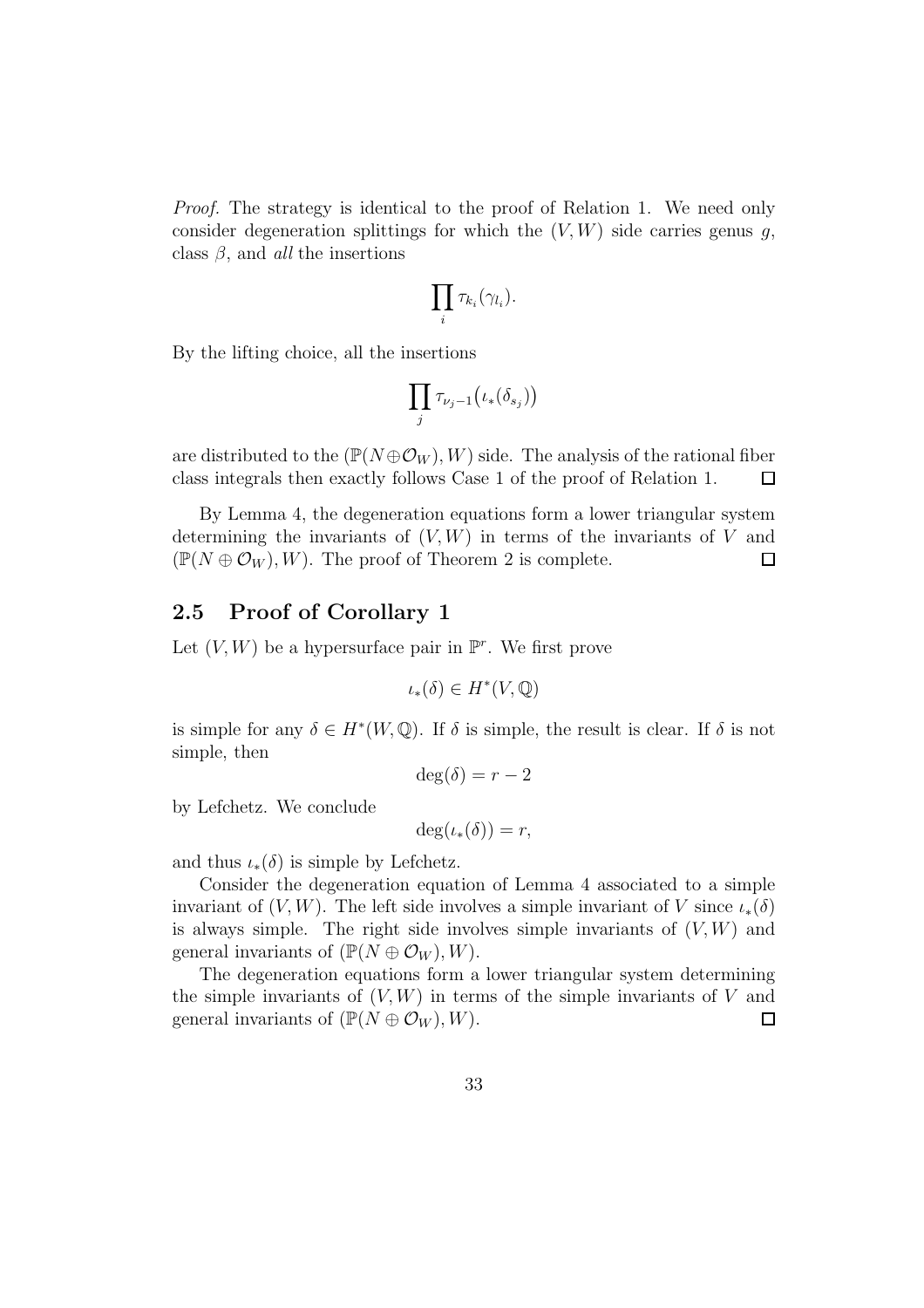*Proof.* The strategy is identical to the proof of Relation 1. We need only consider degeneration splittings for which the $(V, W)$ side carries genus $g$, class $\beta$, and *all* the insertions

$$\prod_i \tau_{k_i}(\gamma_{l_i}).$$

By the lifting choice, all the insertions

$$\prod_j \tau_{\nu_j - 1}\big(\iota_*(\delta_{s_j})\big)$$

are distributed to the $(\mathbb{P}(N \oplus \mathcal{O}_W), W)$ side. The analysis of the rational fiber class integrals then exactly follows Case 1 of the proof of Relation 1. $\square$

By Lemma 4, the degeneration equations form a lower triangular system determining the invariants of $(V, W)$ in terms of the invariants of $V$ and $(\mathbb{P}(N \oplus \mathcal{O}_W), W)$. The proof of Theorem 2 is complete. $\square$

## 2.5 Proof of Corollary 1

Let $(V, W)$ be a hypersurface pair in $\mathbb{P}^r$. We first prove

$$\iota_*(\delta) \in H^*(V, \mathbb{Q})$$

is simple for any $\delta \in H^*(W, \mathbb{Q})$. If $\delta$ is simple, the result is clear. If $\delta$ is not simple, then

$$\deg(\delta) = r - 2$$

by Lefchetz. We conclude

$$\deg(\iota_*(\delta)) = r,$$

and thus $\iota_*(\delta)$ is simple by Lefchetz.

Consider the degeneration equation of Lemma 4 associated to a simple invariant of $(V, W)$. The left side involves a simple invariant of $V$ since $\iota_*(\delta)$ is always simple. The right side involves simple invariants of $(V, W)$ and general invariants of $(\mathbb{P}(N \oplus \mathcal{O}_W), W)$.

The degeneration equations form a lower triangular system determining the simple invariants of $(V, W)$ in terms of the simple invariants of $V$ and general invariants of $(\mathbb{P}(N \oplus \mathcal{O}_W), W)$. $\square$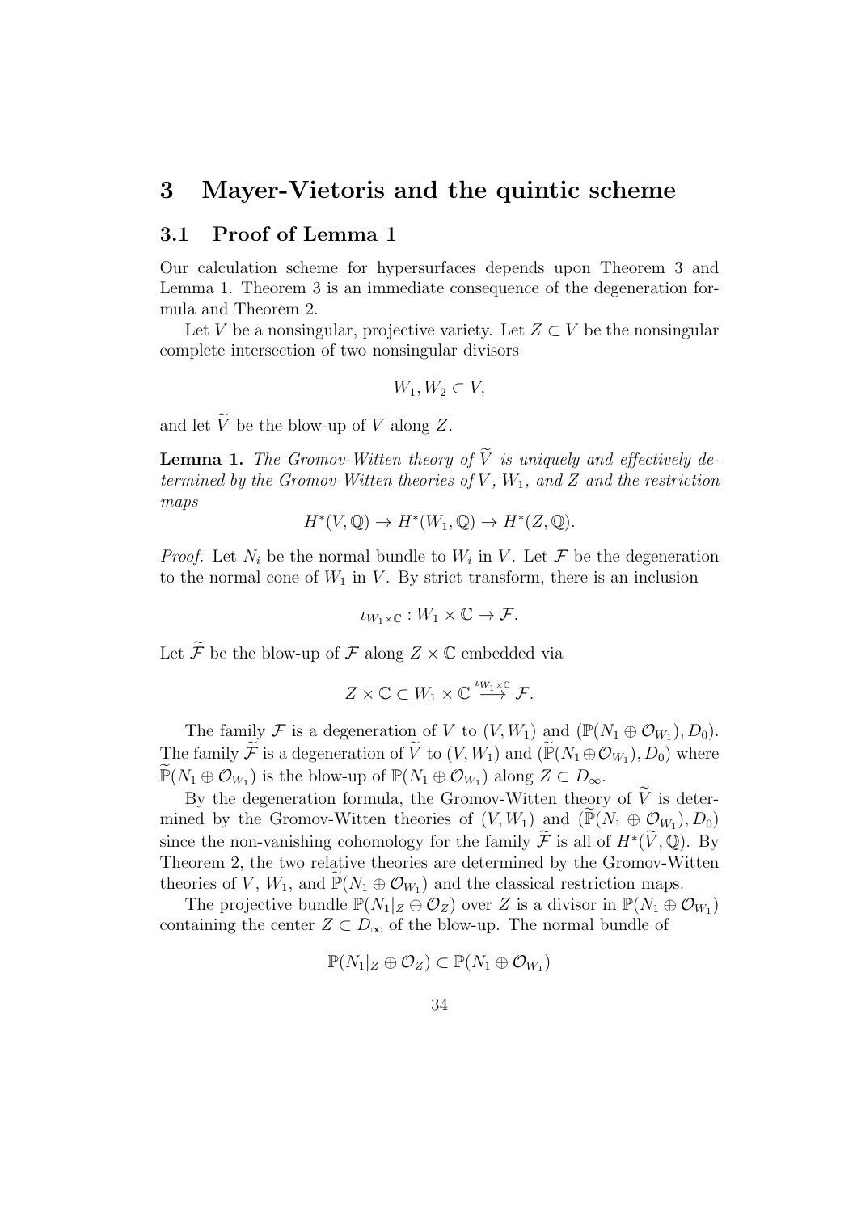# 3 Mayer-Vietoris and the quintic scheme

## 3.1 Proof of Lemma 1

Our calculation scheme for hypersurfaces depends upon Theorem 3 and Lemma 1. Theorem 3 is an immediate consequence of the degeneration formula and Theorem 2.

Let $V$ be a nonsingular, projective variety. Let $Z \subset V$ be the nonsingular complete intersection of two nonsingular divisors

$$W_1, W_2 \subset V,$$

and let $\widetilde{V}$ be the blow-up of $V$ along $Z$.

**Lemma 1.** *The Gromov-Witten theory of $\widetilde{V}$ is uniquely and effectively determined by the Gromov-Witten theories of $V$, $W_1$, and $Z$ and the restriction maps*

$$H^*(V, \mathbb{Q}) \to H^*(W_1, \mathbb{Q}) \to H^*(Z, \mathbb{Q}).$$

*Proof.* Let $N_i$ be the normal bundle to $W_i$ in $V$. Let $\mathcal{F}$ be the degeneration to the normal cone of $W_1$ in $V$. By strict transform, there is an inclusion

$$\iota_{W_1 \times \mathbb{C}} : W_1 \times \mathbb{C} \to \mathcal{F}.$$

Let $\widetilde{\mathcal{F}}$ be the blow-up of $\mathcal{F}$ along $Z \times \mathbb{C}$ embedded via

$$Z \times \mathbb{C} \subset W_1 \times \mathbb{C} \stackrel{\iota_{W_1 \times \mathbb{C}}}{\longrightarrow} \mathcal{F}.$$

The family $\mathcal{F}$ is a degeneration of $V$ to $(V, W_1)$ and $(\mathbb{P}(N_1 \oplus \mathcal{O}_{W_1}), D_0)$. The family $\widetilde{\mathcal{F}}$ is a degeneration of $\widetilde{V}$ to $(V, W_1)$ and $(\widetilde{\mathbb{P}}(N_1 \oplus \mathcal{O}_{W_1}), D_0)$ where $\widetilde{\mathbb{P}}(N_1 \oplus \mathcal{O}_{W_1})$ is the blow-up of $\mathbb{P}(N_1 \oplus \mathcal{O}_{W_1})$ along $Z \subset D_\infty$.

By the degeneration formula, the Gromov-Witten theory of $\widetilde{V}$ is determined by the Gromov-Witten theories of $(V, W_1)$ and $(\widetilde{\mathbb{P}}(N_1 \oplus \mathcal{O}_{W_1}), D_0)$ since the non-vanishing cohomology for the family $\widetilde{\mathcal{F}}$ is all of $H^*(\widetilde{V}, \mathbb{Q})$. By Theorem 2, the two relative theories are determined by the Gromov-Witten theories of $V$, $W_1$, and $\widetilde{\mathbb{P}}(N_1 \oplus \mathcal{O}_{W_1})$ and the classical restriction maps.

The projective bundle $\mathbb{P}(N_1|_Z \oplus \mathcal{O}_Z)$ over $Z$ is a divisor in $\mathbb{P}(N_1 \oplus \mathcal{O}_{W_1})$ containing the center $Z \subset D_\infty$ of the blow-up. The normal bundle of

$$\mathbb{P}(N_1|_Z \oplus \mathcal{O}_Z) \subset \mathbb{P}(N_1 \oplus \mathcal{O}_{W_1})$$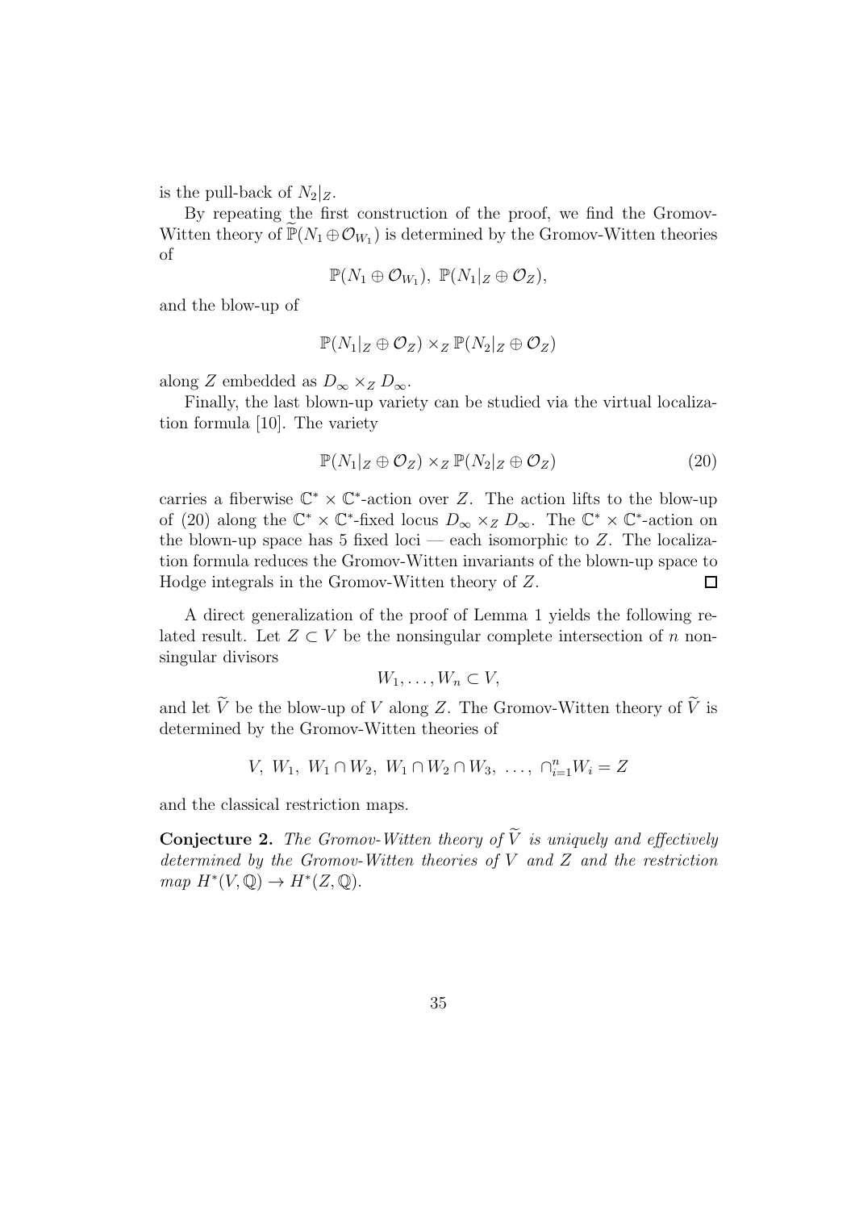is the pull-back of $N_2|_Z$.

By repeating the first construction of the proof, we find the Gromov-Witten theory of $\widetilde{\mathbb{P}}(N_1 \oplus \mathcal{O}_{W_1})$ is determined by the Gromov-Witten theories of

$$\mathbb{P}(N_1 \oplus \mathcal{O}_{W_1}),\ \mathbb{P}(N_1|_Z \oplus \mathcal{O}_Z),$$

and the blow-up of

$$\mathbb{P}(N_1|_Z \oplus \mathcal{O}_Z) \times_Z \mathbb{P}(N_2|_Z \oplus \mathcal{O}_Z)$$

along $Z$ embedded as $D_\infty \times_Z D_\infty$.

Finally, the last blown-up variety can be studied via the virtual localization formula [10]. The variety

$$\mathbb{P}(N_1|_Z \oplus \mathcal{O}_Z) \times_Z \mathbb{P}(N_2|_Z \oplus \mathcal{O}_Z) \tag{20}$$

carries a fiberwise $\mathbb{C}^* \times \mathbb{C}^*$-action over $Z$. The action lifts to the blow-up of (20) along the $\mathbb{C}^* \times \mathbb{C}^*$-fixed locus $D_\infty \times_Z D_\infty$. The $\mathbb{C}^* \times \mathbb{C}^*$-action on the blown-up space has 5 fixed loci — each isomorphic to $Z$. The localization formula reduces the Gromov-Witten invariants of the blown-up space to Hodge integrals in the Gromov-Witten theory of $Z$. □

A direct generalization of the proof of Lemma 1 yields the following related result. Let $Z \subset V$ be the nonsingular complete intersection of $n$ nonsingular divisors

$$W_1, \ldots, W_n \subset V,$$

and let $\widetilde{V}$ be the blow-up of $V$ along $Z$. The Gromov-Witten theory of $\widetilde{V}$ is determined by the Gromov-Witten theories of

$$V,\ W_1,\ W_1 \cap W_2,\ W_1 \cap W_2 \cap W_3,\ \ldots,\ \cap_{i=1}^n W_i = Z$$

and the classical restriction maps.

**Conjecture 2.** *The Gromov-Witten theory of $\widetilde{V}$ is uniquely and effectively determined by the Gromov-Witten theories of $V$ and $Z$ and the restriction map $H^*(V, \mathbb{Q}) \to H^*(Z, \mathbb{Q})$.*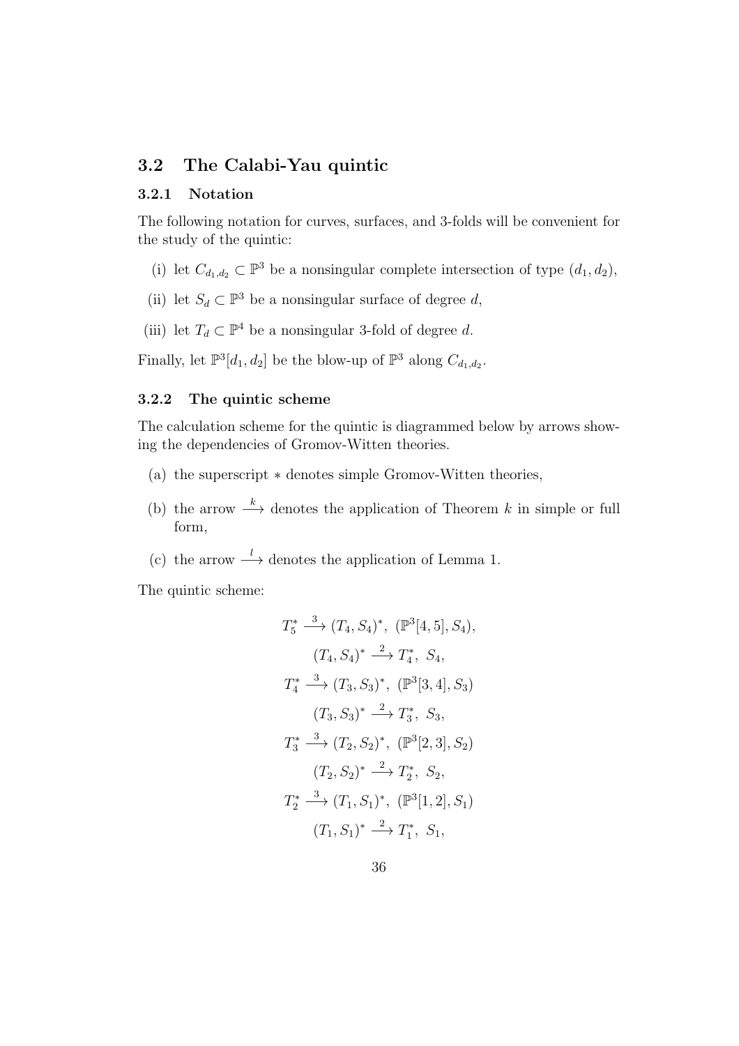## 3.2 The Calabi-Yau quintic

### 3.2.1 Notation

The following notation for curves, surfaces, and 3-folds will be convenient for the study of the quintic:

(i) let $C_{d_1,d_2} \subset \mathbb{P}^3$ be a nonsingular complete intersection of type $(d_1, d_2)$,

(ii) let $S_d \subset \mathbb{P}^3$ be a nonsingular surface of degree $d$,

(iii) let $T_d \subset \mathbb{P}^4$ be a nonsingular 3-fold of degree $d$.

Finally, let $\mathbb{P}^3[d_1, d_2]$ be the blow-up of $\mathbb{P}^3$ along $C_{d_1,d_2}$.

### 3.2.2 The quintic scheme

The calculation scheme for the quintic is diagrammed below by arrows showing the dependencies of Gromov-Witten theories.

(a) the superscript $*$ denotes simple Gromov-Witten theories,

(b) the arrow $\xrightarrow{k}$ denotes the application of Theorem $k$ in simple or full form,

(c) the arrow $\xrightarrow{l}$ denotes the application of Lemma 1.

The quintic scheme:

$$T_5^* \xrightarrow{3} (T_4, S_4)^*,\ (\mathbb{P}^3[4,5], S_4),$$

$$(T_4, S_4)^* \xrightarrow{2} T_4^*,\ S_4,$$

$$T_4^* \xrightarrow{3} (T_3, S_3)^*,\ (\mathbb{P}^3[3,4], S_3)$$

$$(T_3, S_3)^* \xrightarrow{2} T_3^*,\ S_3,$$

$$T_3^* \xrightarrow{3} (T_2, S_2)^*,\ (\mathbb{P}^3[2,3], S_2)$$

$$(T_2, S_2)^* \xrightarrow{2} T_2^*,\ S_2,$$

$$T_2^* \xrightarrow{3} (T_1, S_1)^*,\ (\mathbb{P}^3[1,2], S_1)$$

$$(T_1, S_1)^* \xrightarrow{2} T_1^*,\ S_1,$$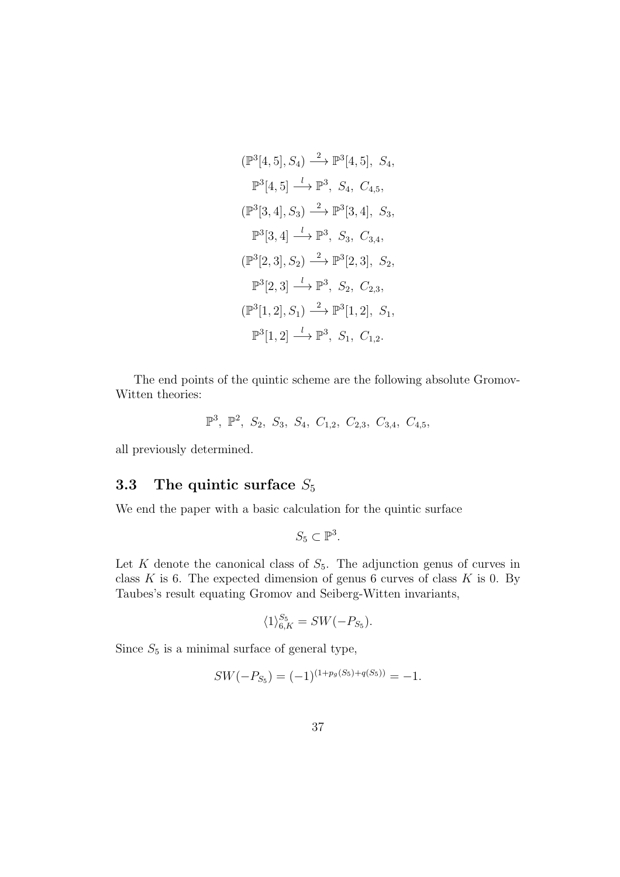$$(\mathbb{P}^3[4,5], S_4) \xrightarrow{2} \mathbb{P}^3[4,5],\ S_4,$$

$$\mathbb{P}^3[4,5] \xrightarrow{l} \mathbb{P}^3,\ S_4,\ C_{4,5},$$

$$(\mathbb{P}^3[3,4], S_3) \xrightarrow{2} \mathbb{P}^3[3,4],\ S_3,$$

$$\mathbb{P}^3[3,4] \xrightarrow{l} \mathbb{P}^3,\ S_3,\ C_{3,4},$$

$$(\mathbb{P}^3[2,3], S_2) \xrightarrow{2} \mathbb{P}^3[2,3],\ S_2,$$

$$\mathbb{P}^3[2,3] \xrightarrow{l} \mathbb{P}^3,\ S_2,\ C_{2,3},$$

$$(\mathbb{P}^3[1,2], S_1) \xrightarrow{2} \mathbb{P}^3[1,2],\ S_1,$$

$$\mathbb{P}^3[1,2] \xrightarrow{l} \mathbb{P}^3,\ S_1,\ C_{1,2}.$$

The end points of the quintic scheme are the following absolute Gromov-Witten theories:

$$\mathbb{P}^3,\ \mathbb{P}^2,\ S_2,\ S_3,\ S_4,\ C_{1,2},\ C_{2,3},\ C_{3,4},\ C_{4,5},$$

all previously determined.

## 3.3 The quintic surface $S_5$

We end the paper with a basic calculation for the quintic surface

$$S_5 \subset \mathbb{P}^3.$$

Let $K$ denote the canonical class of $S_5$. The adjunction genus of curves in class $K$ is 6. The expected dimension of genus 6 curves of class $K$ is 0. By Taubes's result equating Gromov and Seiberg-Witten invariants,

$$\langle 1 \rangle^{S_5}_{6,K} = SW(-P_{S_5}).$$

Since $S_5$ is a minimal surface of general type,

$$SW(-P_{S_5}) = (-1)^{(1+p_g(S_5)+q(S_5))} = -1.$$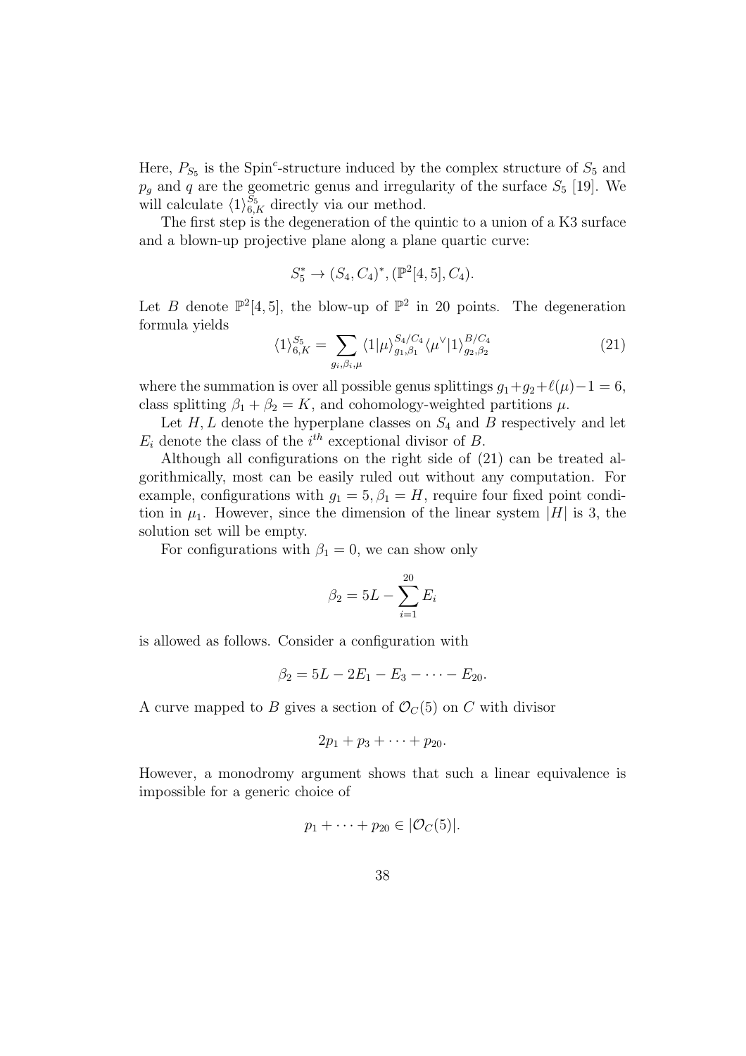Here, $P_{S_5}$ is the Spin$^c$-structure induced by the complex structure of $S_5$ and $p_g$ and $q$ are the geometric genus and irregularity of the surface $S_5$ [19]. We will calculate $\langle 1\rangle^{S_5}_{6,K}$ directly via our method.

The first step is the degeneration of the quintic to a union of a K3 surface and a blown-up projective plane along a plane quartic curve:

$$S_5^* \to (S_4, C_4)^*, (\mathbb{P}^2[4,5], C_4).$$

Let $B$ denote $\mathbb{P}^2[4,5]$, the blow-up of $\mathbb{P}^2$ in 20 points. The degeneration formula yields

$$\langle 1\rangle^{S_5}_{6,K} = \sum_{g_i,\beta_i,\mu} \langle 1|\mu\rangle^{S_4/C_4}_{g_1,\beta_1} \langle \mu^\vee|1\rangle^{B/C_4}_{g_2,\beta_2} \tag{21}$$

where the summation is over all possible genus splittings $g_1+g_2+\ell(\mu)-1 = 6$, class splitting $\beta_1 + \beta_2 = K$, and cohomology-weighted partitions $\mu$.

Let $H, L$ denote the hyperplane classes on $S_4$ and $B$ respectively and let $E_i$ denote the class of the $i^{th}$ exceptional divisor of $B$.

Although all configurations on the right side of (21) can be treated algorithmically, most can be easily ruled out without any computation. For example, configurations with $g_1 = 5, \beta_1 = H$, require four fixed point condition in $\mu_1$. However, since the dimension of the linear system $|H|$ is 3, the solution set will be empty.

For configurations with $\beta_1 = 0$, we can show only

$$\beta_2 = 5L - \sum_{i=1}^{20} E_i$$

is allowed as follows. Consider a configuration with

$$\beta_2 = 5L - 2E_1 - E_3 - \cdots - E_{20}.$$

A curve mapped to $B$ gives a section of $\mathcal{O}_C(5)$ on $C$ with divisor

$$2p_1 + p_3 + \cdots + p_{20}.$$

However, a monodromy argument shows that such a linear equivalence is impossible for a generic choice of

$$p_1 + \cdots + p_{20} \in |\mathcal{O}_C(5)|.$$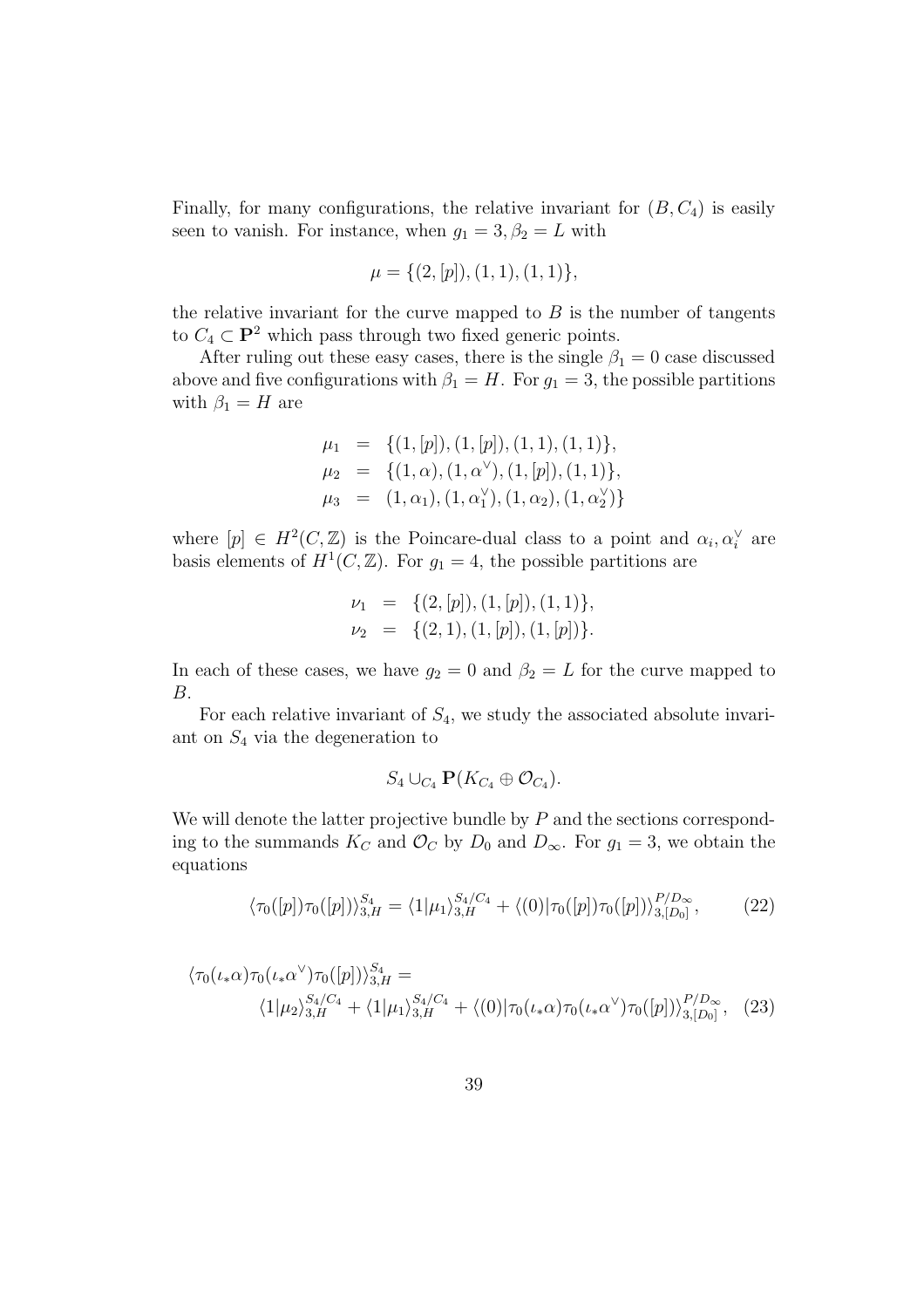Finally, for many configurations, the relative invariant for $(B, C_4)$ is easily seen to vanish. For instance, when $g_1 = 3, \beta_2 = L$ with

$$\mu = \{(2, [p]), (1, 1), (1, 1)\},$$

the relative invariant for the curve mapped to $B$ is the number of tangents to $C_4 \subset \mathbf{P}^2$ which pass through two fixed generic points.

After ruling out these easy cases, there is the single $\beta_1 = 0$ case discussed above and five configurations with $\beta_1 = H$. For $g_1 = 3$, the possible partitions with $\beta_1 = H$ are

$$\begin{aligned}
\mu_1 &= \{(1, [p]), (1, [p]), (1, 1), (1, 1)\}, \\
\mu_2 &= \{(1, \alpha), (1, \alpha^\vee), (1, [p]), (1, 1)\}, \\
\mu_3 &= (1, \alpha_1), (1, \alpha_1^\vee), (1, \alpha_2), (1, \alpha_2^\vee)\}
\end{aligned}$$

where $[p] \in H^2(C, \mathbb{Z})$ is the Poincare-dual class to a point and $\alpha_i, \alpha_i^\vee$ are basis elements of $H^1(C, \mathbb{Z})$. For $g_1 = 4$, the possible partitions are

$$\begin{aligned}
\nu_1 &= \{(2, [p]), (1, [p]), (1, 1)\}, \\
\nu_2 &= \{(2, 1), (1, [p]), (1, [p])\}.
\end{aligned}$$

In each of these cases, we have $g_2 = 0$ and $\beta_2 = L$ for the curve mapped to $B$.

For each relative invariant of $S_4$, we study the associated absolute invariant on $S_4$ via the degeneration to

$$S_4 \cup_{C_4} \mathbf{P}(K_{C_4} \oplus \mathcal{O}_{C_4}).$$

We will denote the latter projective bundle by $P$ and the sections corresponding to the summands $K_C$ and $\mathcal{O}_C$ by $D_0$ and $D_\infty$. For $g_1 = 3$, we obtain the equations

$$\langle \tau_0([p]) \tau_0([p]) \rangle_{3,H}^{S_4} = \langle 1 | \mu_1 \rangle_{3,H}^{S_4/C_4} + \langle (0) | \tau_0([p]) \tau_0([p]) \rangle_{3,[D_0]}^{P/D_\infty}, \tag{22}$$

$$\begin{aligned}
&\langle \tau_0(\iota_* \alpha) \tau_0(\iota_* \alpha^\vee) \tau_0([p]) \rangle_{3,H}^{S_4} = \\
&\qquad \langle 1 | \mu_2 \rangle_{3,H}^{S_4/C_4} + \langle 1 | \mu_1 \rangle_{3,H}^{S_4/C_4} + \langle (0) | \tau_0(\iota_* \alpha) \tau_0(\iota_* \alpha^\vee) \tau_0([p]) \rangle_{3,[D_0]}^{P/D_\infty}, \quad (23)
\end{aligned}$$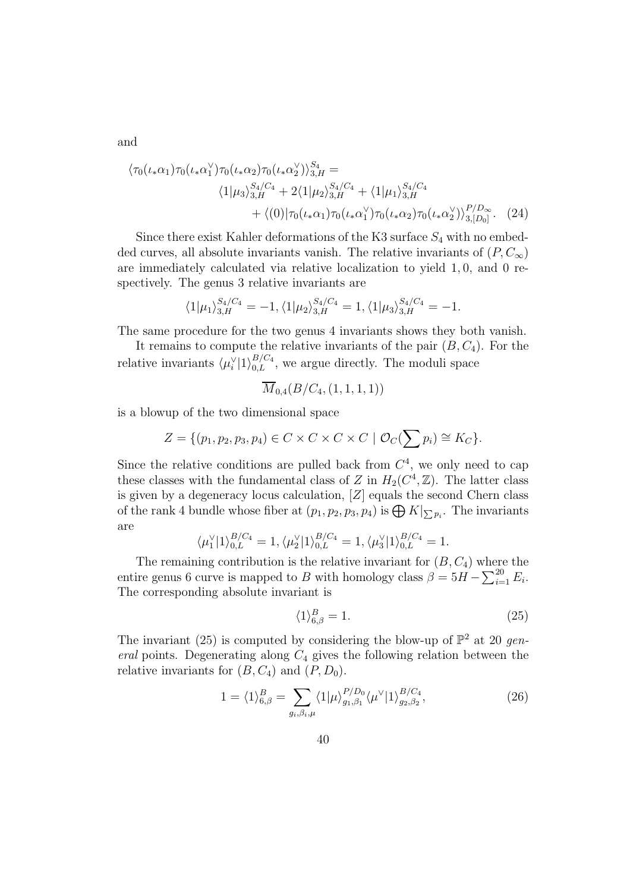and

$$\langle \tau_0(\iota_*\alpha_1)\tau_0(\iota_*\alpha_1^\vee)\tau_0(\iota_*\alpha_2)\tau_0(\iota_*\alpha_2^\vee)\rangle_{3,H}^{S_4} = \\ \langle 1|\mu_3\rangle_{3,H}^{S_4/C_4} + 2\langle 1|\mu_2\rangle_{3,H}^{S_4/C_4} + \langle 1|\mu_1\rangle_{3,H}^{S_4/C_4} \\ + \langle (0)|\tau_0(\iota_*\alpha_1)\tau_0(\iota_*\alpha_1^\vee)\tau_0(\iota_*\alpha_2)\tau_0(\iota_*\alpha_2^\vee)\rangle_{3,[D_0]}^{P/D_\infty}. \quad (24)$$

Since there exist Kahler deformations of the K3 surface $S_4$ with no embedded curves, all absolute invariants vanish. The relative invariants of $(P, C_\infty)$ are immediately calculated via relative localization to yield $1, 0$, and $0$ respectively. The genus 3 relative invariants are

$$\langle 1|\mu_1\rangle_{3,H}^{S_4/C_4} = -1, \langle 1|\mu_2\rangle_{3,H}^{S_4/C_4} = 1, \langle 1|\mu_3\rangle_{3,H}^{S_4/C_4} = -1.$$

The same procedure for the two genus 4 invariants shows they both vanish.

It remains to compute the relative invariants of the pair $(B, C_4)$. For the relative invariants $\langle \mu_i^\vee|1\rangle_{0,L}^{B/C_4}$, we argue directly. The moduli space

$$\overline{M}_{0,4}(B/C_4, (1,1,1,1))$$

is a blowup of the two dimensional space

$$Z = \{(p_1, p_2, p_3, p_4) \in C \times C \times C \times C \mid \mathcal{O}_C(\sum p_i) \cong K_C\}.$$

Since the relative conditions are pulled back from $C^4$, we only need to cap these classes with the fundamental class of $Z$ in $H_2(C^4, \mathbb{Z})$. The latter class is given by a degeneracy locus calculation, $[Z]$ equals the second Chern class of the rank 4 bundle whose fiber at $(p_1, p_2, p_3, p_4)$ is $\bigoplus K|_{\sum p_i}$. The invariants are

$$\langle \mu_1^\vee|1\rangle_{0,L}^{B/C_4} = 1, \langle \mu_2^\vee|1\rangle_{0,L}^{B/C_4} = 1, \langle \mu_3^\vee|1\rangle_{0,L}^{B/C_4} = 1.$$

The remaining contribution is the relative invariant for $(B, C_4)$ where the entire genus 6 curve is mapped to $B$ with homology class $\beta = 5H - \sum_{i=1}^{20} E_i$. The corresponding absolute invariant is

$$\langle 1\rangle_{6,\beta}^B = 1. \quad (25)$$

The invariant (25) is computed by considering the blow-up of $\mathbb{P}^2$ at 20 *general* points. Degenerating along $C_4$ gives the following relation between the relative invariants for $(B, C_4)$ and $(P, D_0)$.

$$1 = \langle 1\rangle_{6,\beta}^B = \sum_{g_i,\beta_i,\mu} \langle 1|\mu\rangle_{g_1,\beta_1}^{P/D_0} \langle \mu^\vee|1\rangle_{g_2,\beta_2}^{B/C_4}, \quad (26)$$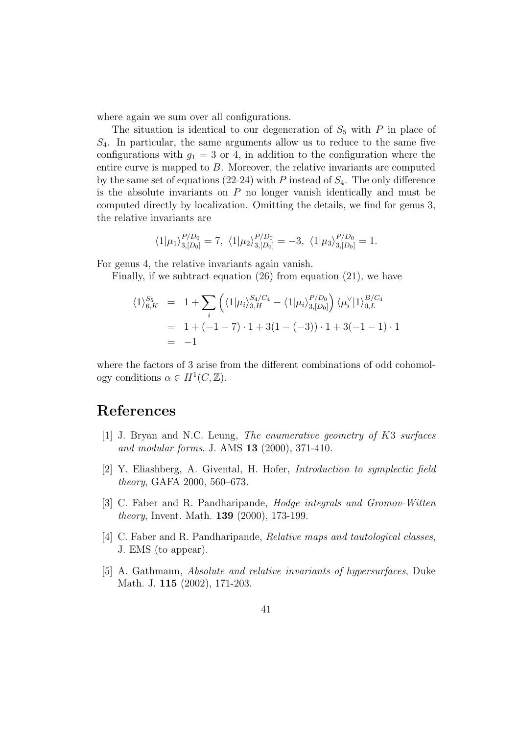where again we sum over all configurations.

The situation is identical to our degeneration of $S_5$ with $P$ in place of $S_4$. In particular, the same arguments allow us to reduce to the same five configurations with $g_1 = 3$ or 4, in addition to the configuration where the entire curve is mapped to $B$. Moreover, the relative invariants are computed by the same set of equations (22-24) with $P$ instead of $S_4$. The only difference is the absolute invariants on $P$ no longer vanish identically and must be computed directly by localization. Omitting the details, we find for genus 3, the relative invariants are

$$\langle 1|\mu_1\rangle^{P/D_0}_{3,[D_0]} = 7,\ \langle 1|\mu_2\rangle^{P/D_0}_{3,[D_0]} = -3,\ \langle 1|\mu_3\rangle^{P/D_0}_{3,[D_0]} = 1.$$

For genus 4, the relative invariants again vanish.

Finally, if we subtract equation (26) from equation (21), we have

$$\begin{aligned}
\langle 1\rangle^{S_5}_{6,K} &= 1 + \sum_i \left( \langle 1|\mu_i\rangle^{S_4/C_4}_{3,H} - \langle 1|\mu_i\rangle^{P/D_0}_{3,[D_0]} \right) \langle \mu_i^\vee|1\rangle^{B/C_4}_{0,L} \\
&= 1 + (-1-7)\cdot 1 + 3(1-(-3))\cdot 1 + 3(-1-1)\cdot 1 \\
&= -1
\end{aligned}$$

where the factors of 3 arise from the different combinations of odd cohomology conditions $\alpha \in H^1(C, \mathbb{Z})$.

# References

[1] J. Bryan and N.C. Leung, *The enumerative geometry of K3 surfaces and modular forms*, J. AMS **13** (2000), 371-410.

[2] Y. Eliashberg, A. Giventał, H. Hofer, *Introduction to symplectic field theory*, GAFA 2000, 560–673.

[3] C. Faber and R. Pandharipande, *Hodge integrals and Gromov-Witten theory*, Invent. Math. **139** (2000), 173-199.

[4] C. Faber and R. Pandharipande, *Relative maps and tautological classes*, J. EMS (to appear).

[5] A. Gathmann, *Absolute and relative invariants of hypersurfaces*, Duke Math. J. **115** (2002), 171-203.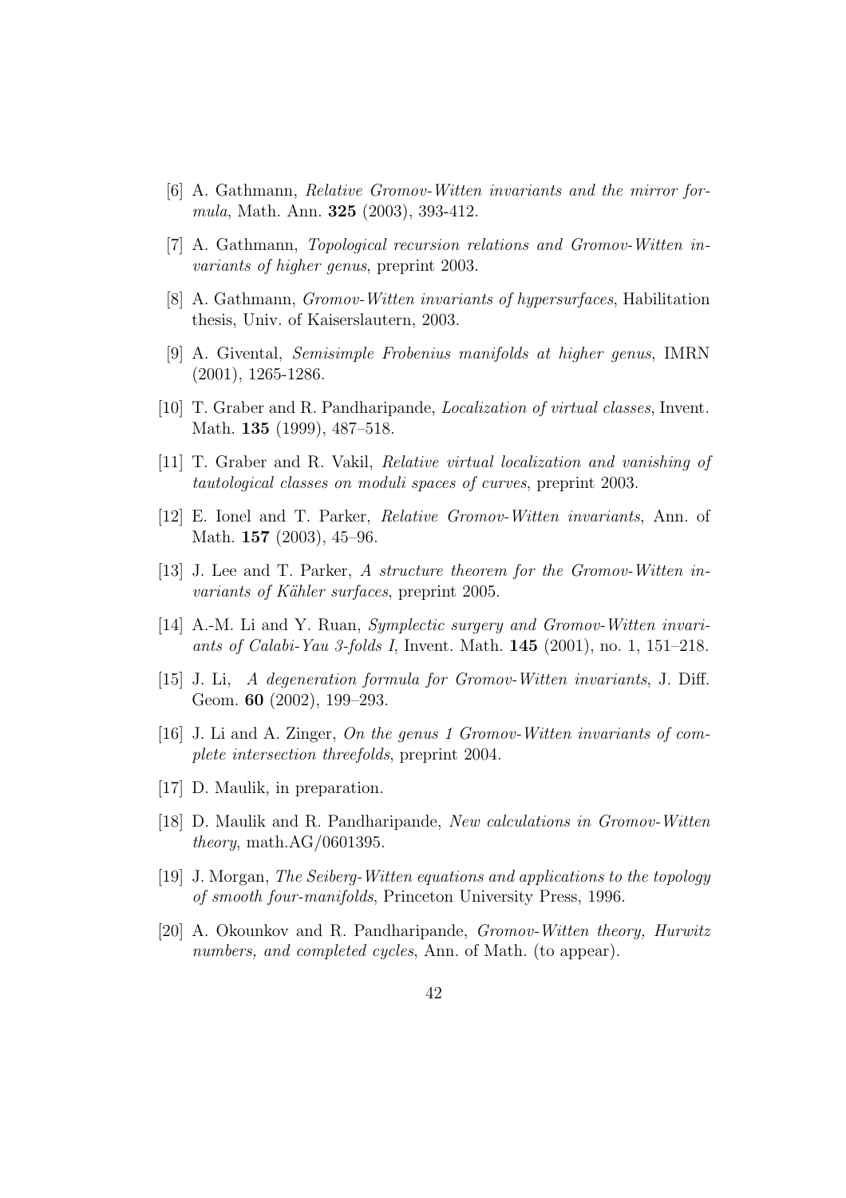- [6] A. Gathmann, *Relative Gromov-Witten invariants and the mirror formula*, Math. Ann. **325** (2003), 393-412.
- [7] A. Gathmann, *Topological recursion relations and Gromov-Witten invariants of higher genus*, preprint 2003.
- [8] A. Gathmann, *Gromov-Witten invariants of hypersurfaces*, Habilitation thesis, Univ. of Kaiserslautern, 2003.
- [9] A. Givental, *Semisimple Frobenius manifolds at higher genus*, IMRN (2001), 1265-1286.
- [10] T. Graber and R. Pandharipande, *Localization of virtual classes*, Invent. Math. **135** (1999), 487–518.
- [11] T. Graber and R. Vakil, *Relative virtual localization and vanishing of tautological classes on moduli spaces of curves*, preprint 2003.
- [12] E. Ionel and T. Parker, *Relative Gromov-Witten invariants*, Ann. of Math. **157** (2003), 45–96.
- [13] J. Lee and T. Parker, *A structure theorem for the Gromov-Witten invariants of Kähler surfaces*, preprint 2005.
- [14] A.-M. Li and Y. Ruan, *Symplectic surgery and Gromov-Witten invariants of Calabi-Yau 3-folds I*, Invent. Math. **145** (2001), no. 1, 151–218.
- [15] J. Li, *A degeneration formula for Gromov-Witten invariants*, J. Diff. Geom. **60** (2002), 199–293.
- [16] J. Li and A. Zinger, *On the genus 1 Gromov-Witten invariants of complete intersection threefolds*, preprint 2004.
- [17] D. Maulik, in preparation.
- [18] D. Maulik and R. Pandharipande, *New calculations in Gromov-Witten theory*, math.AG/0601395.
- [19] J. Morgan, *The Seiberg-Witten equations and applications to the topology of smooth four-manifolds*, Princeton University Press, 1996.
- [20] A. Okounkov and R. Pandharipande, *Gromov-Witten theory, Hurwitz numbers, and completed cycles*, Ann. of Math. (to appear).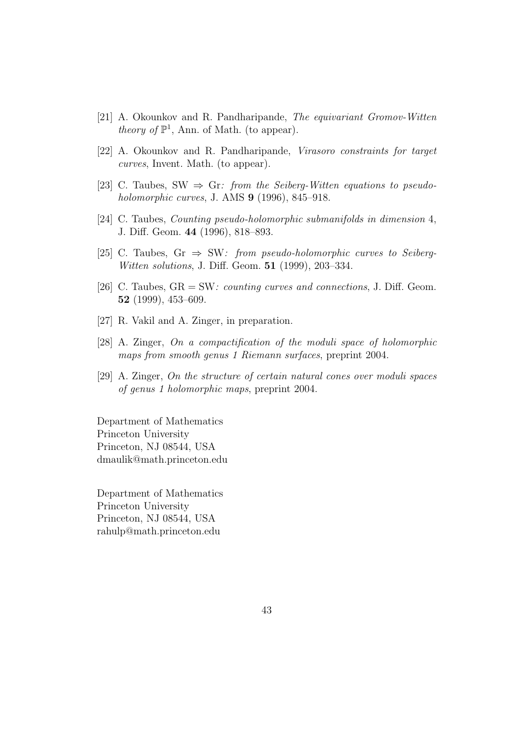[21] A. Okounkov and R. Pandharipande, *The equivariant Gromov-Witten theory of* $\mathbb{P}^1$, Ann. of Math. (to appear).

[22] A. Okounkov and R. Pandharipande, *Virasoro constraints for target curves*, Invent. Math. (to appear).

[23] C. Taubes, SW $\Rightarrow$ Gr*: from the Seiberg-Witten equations to pseudo-holomorphic curves*, J. AMS **9** (1996), 845–918.

[24] C. Taubes, *Counting pseudo-holomorphic submanifolds in dimension* 4, J. Diff. Geom. **44** (1996), 818–893.

[25] C. Taubes, Gr $\Rightarrow$ SW*: from pseudo-holomorphic curves to Seiberg-Witten solutions*, J. Diff. Geom. **51** (1999), 203–334.

[26] C. Taubes, GR = SW*: counting curves and connections*, J. Diff. Geom. **52** (1999), 453–609.

[27] R. Vakil and A. Zinger, in preparation.

[28] A. Zinger, *On a compactification of the moduli space of holomorphic maps from smooth genus 1 Riemann surfaces*, preprint 2004.

[29] A. Zinger, *On the structure of certain natural cones over moduli spaces of genus 1 holomorphic maps*, preprint 2004.

Department of Mathematics
Princeton University
Princeton, NJ 08544, USA
dmaulik@math.princeton.edu

Department of Mathematics
Princeton University
Princeton, NJ 08544, USA
rahulp@math.princeton.edu